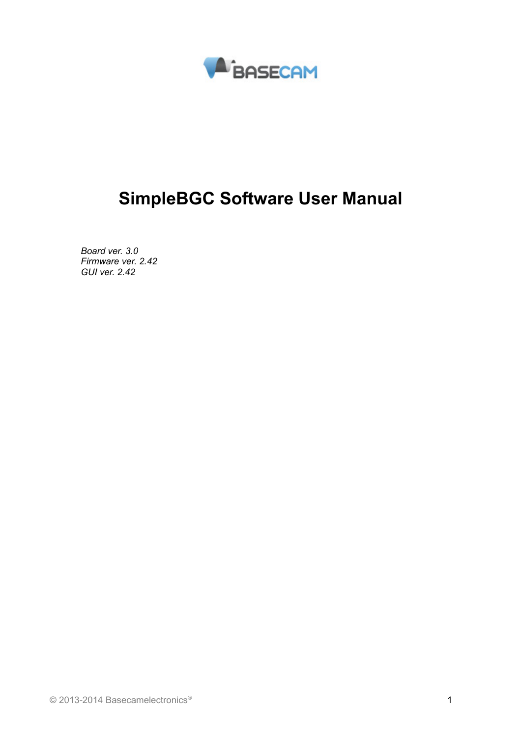BASECAM

# SimpleBGC Software User Manual

*Board ver. 3.0*
*Firmware ver. 2.42*
*GUI ver. 2.42*

© 2013-2014 Basecamelectronics®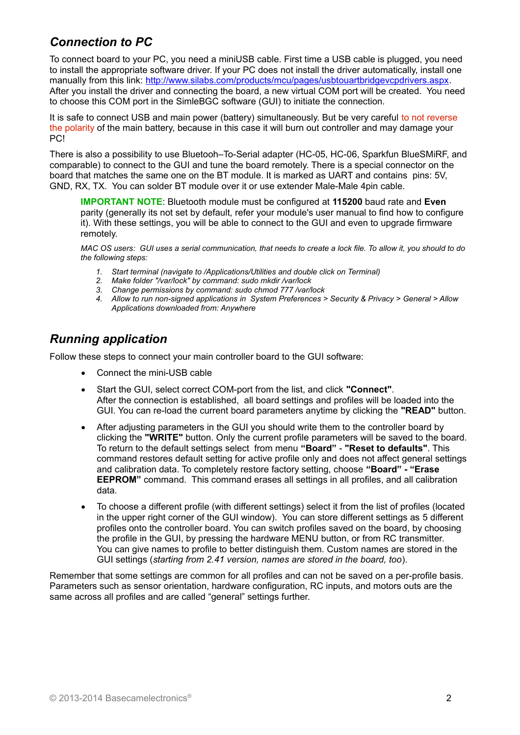## *Connection to PC*

To connect board to your PC, you need a miniUSB cable. First time a USB cable is plugged, you need to install the appropriate software driver. If your PC does not install the driver automatically, install one manually from this link: http://www.silabs.com/products/mcu/pages/usbtouartbridgevcpdrivers.aspx. After you install the driver and connecting the board, a new virtual COM port will be created. You need to choose this COM port in the SimleBGC software (GUI) to initiate the connection.

It is safe to connect USB and main power (battery) simultaneously. But be very careful to not reverse the polarity of the main battery, because in this case it will burn out controller and may damage your PC!

There is also a possibility to use Bluetooh–To-Serial adapter (HC-05, HC-06, Sparkfun BlueSMiRF, and comparable) to connect to the GUI and tune the board remotely. There is a special connector on the board that matches the same one on the BT module. It is marked as UART and contains pins: 5V, GND, RX, TX. You can solder BT module over it or use extender Male-Male 4pin cable.

> **IMPORTANT NOTE**: Bluetooth module must be configured at **115200** baud rate and **Even** parity (generally its not set by default, refer your module's user manual to find how to configure it). With these settings, you will be able to connect to the GUI and even to upgrade firmware remotely.
>
> *MAC OS users: GUI uses a serial communication, that needs to create a lock file. To allow it, you should to do the following steps:*
>
> 1. *Start terminal (navigate to /Applications/Utilities and double click on Terminal)*
> 2. *Make folder "/var/lock" by command: sudo mkdir /var/lock*
> 3. *Change permissions by command: sudo chmod 777 /var/lock*
> 4. *Allow to run non-signed applications in System Preferences > Security & Privacy > General > Allow Applications downloaded from: Anywhere*

## *Running application*

Follow these steps to connect your main controller board to the GUI software:

- Connect the mini-USB cable
- Start the GUI, select correct COM-port from the list, and click **"Connect"**. After the connection is established, all board settings and profiles will be loaded into the GUI. You can re-load the current board parameters anytime by clicking the **"READ"** button.
- After adjusting parameters in the GUI you should write them to the controller board by clicking the **"WRITE"** button. Only the current profile parameters will be saved to the board. To return to the default settings select from menu **"Board"** - **"Reset to defaults"**. This command restores default setting for active profile only and does not affect general settings and calibration data. To completely restore factory setting, choose **"Board" - "Erase EEPROM"** command. This command erases all settings in all profiles, and all calibration data.
- To choose a different profile (with different settings) select it from the list of profiles (located in the upper right corner of the GUI window). You can store different settings as 5 different profiles onto the controller board. You can switch profiles saved on the board, by choosing the profile in the GUI, by pressing the hardware MENU button, or from RC transmitter. You can give names to profile to better distinguish them. Custom names are stored in the GUI settings (*starting from 2.41 version, names are stored in the board, too*).

Remember that some settings are common for all profiles and can not be saved on a per-profile basis. Parameters such as sensor orientation, hardware configuration, RC inputs, and motors outs are the same across all profiles and are called "general" settings further.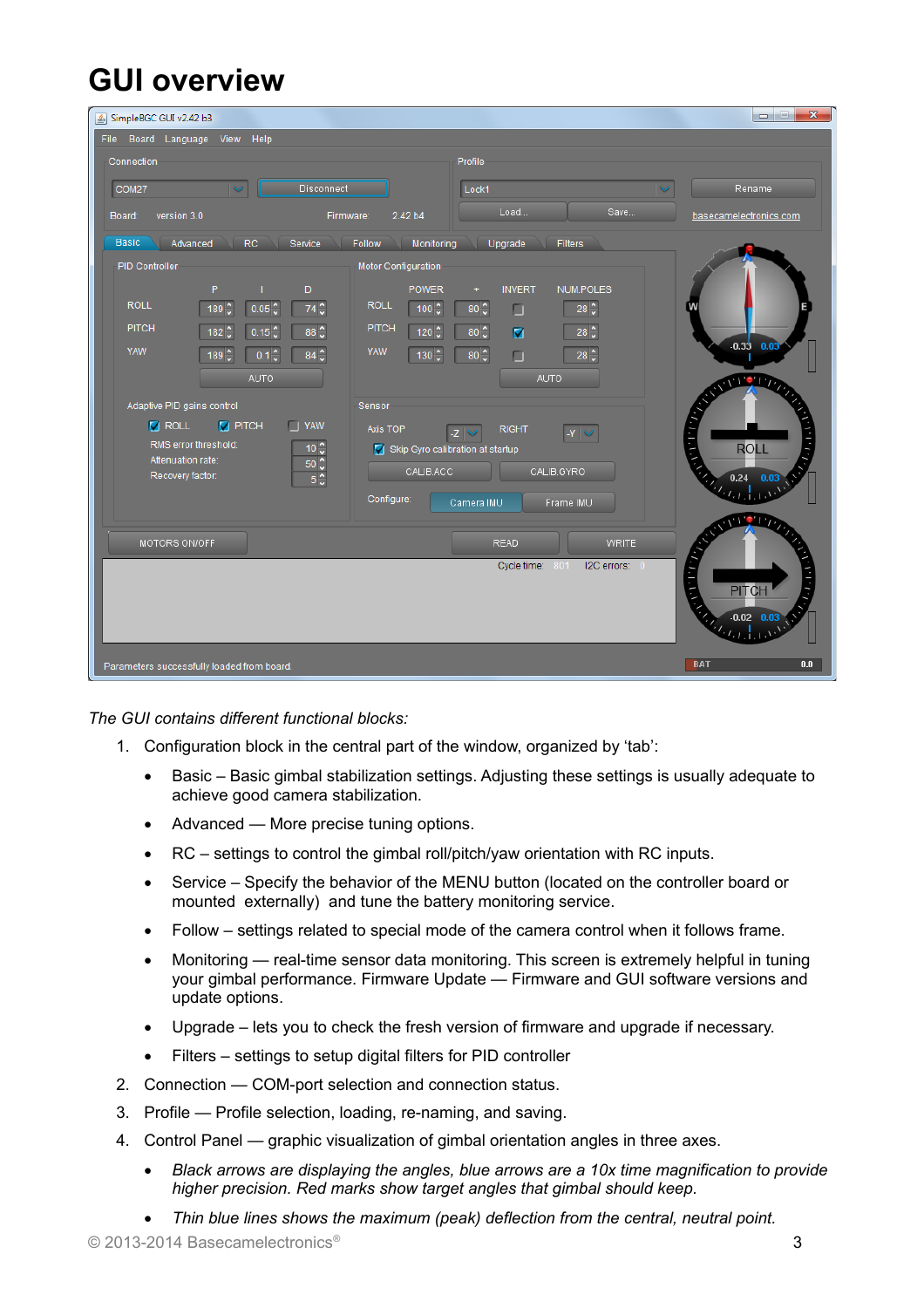# GUI overview

*The GUI contains different functional blocks:*

1. Configuration block in the central part of the window, organized by 'tab':
   - Basic – Basic gimbal stabilization settings. Adjusting these settings is usually adequate to achieve good camera stabilization.
   - Advanced — More precise tuning options.
   - RC – settings to control the gimbal roll/pitch/yaw orientation with RC inputs.
   - Service – Specify the behavior of the MENU button (located on the controller board or mounted externally) and tune the battery monitoring service.
   - Follow – settings related to special mode of the camera control when it follows frame.
   - Monitoring — real-time sensor data monitoring. This screen is extremely helpful in tuning your gimbal performance. Firmware Update — Firmware and GUI software versions and update options.
   - Upgrade – lets you to check the fresh version of firmware and upgrade if necessary.
   - Filters – settings to setup digital filters for PID controller
2. Connection — COM-port selection and connection status.
3. Profile — Profile selection, loading, re-naming, and saving.
4. Control Panel — graphic visualization of gimbal orientation angles in three axes.
   - *Black arrows are displaying the angles, blue arrows are a 10x time magnification to provide higher precision. Red marks show target angles that gimbal should keep.*
   - *Thin blue lines shows the maximum (peak) deflection from the central, neutral point.*

© 2013-2014 Basecamelectronics®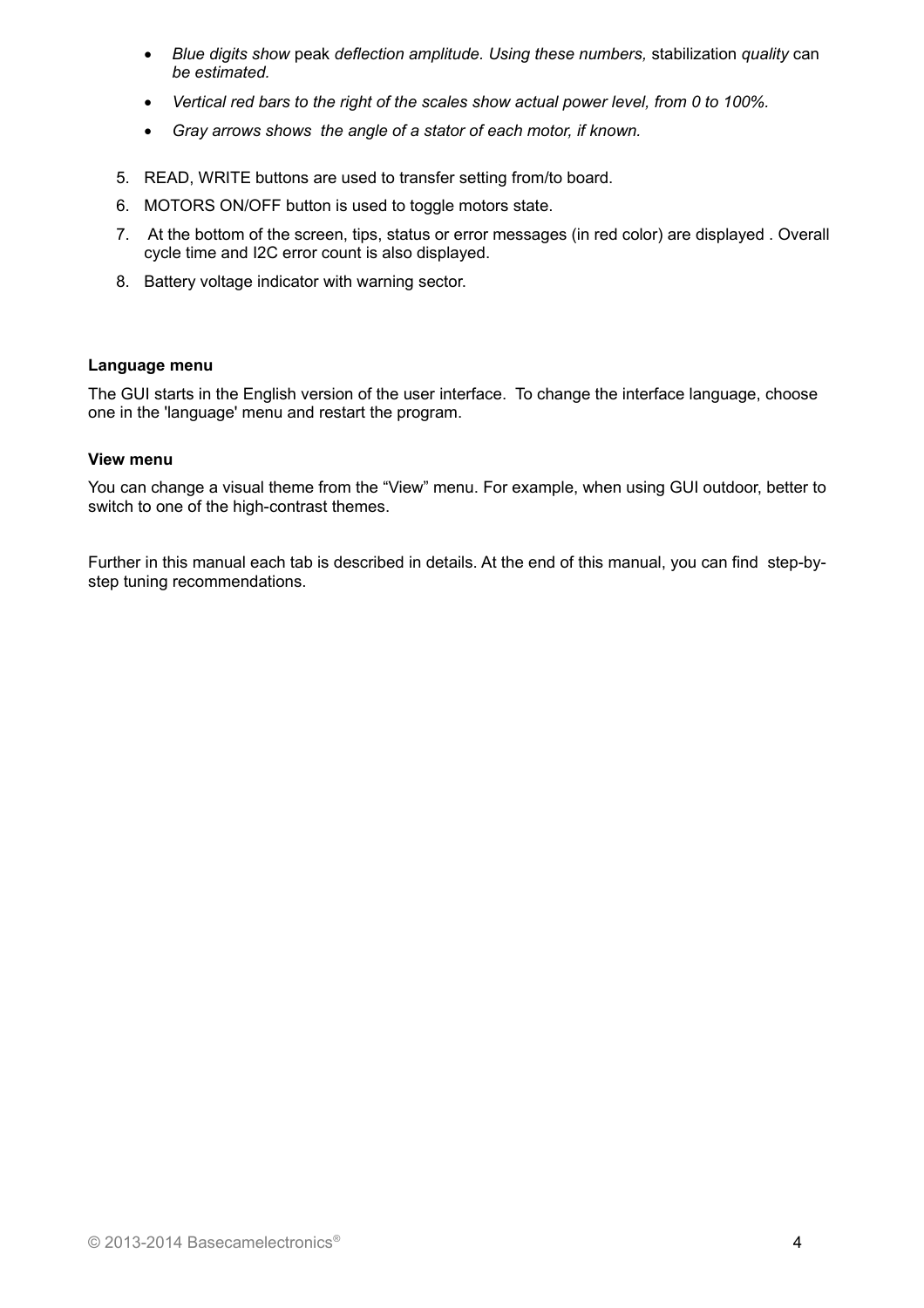- *Blue digits show* peak *deflection amplitude. Using these numbers,* stabilization *quality* can *be estimated.*
- *Vertical red bars to the right of the scales show actual power level, from 0 to 100%.*
- *Gray arrows shows the angle of a stator of each motor, if known.*

5. READ, WRITE buttons are used to transfer setting from/to board.
6. MOTORS ON/OFF button is used to toggle motors state.
7. At the bottom of the screen, tips, status or error messages (in red color) are displayed . Overall cycle time and I2C error count is also displayed.
8. Battery voltage indicator with warning sector.

**Language menu**

The GUI starts in the English version of the user interface. To change the interface language, choose one in the 'language' menu and restart the program.

**View menu**

You can change a visual theme from the “View” menu. For example, when using GUI outdoor, better to switch to one of the high-contrast themes.

Further in this manual each tab is described in details. At the end of this manual, you can find step-by-step tuning recommendations.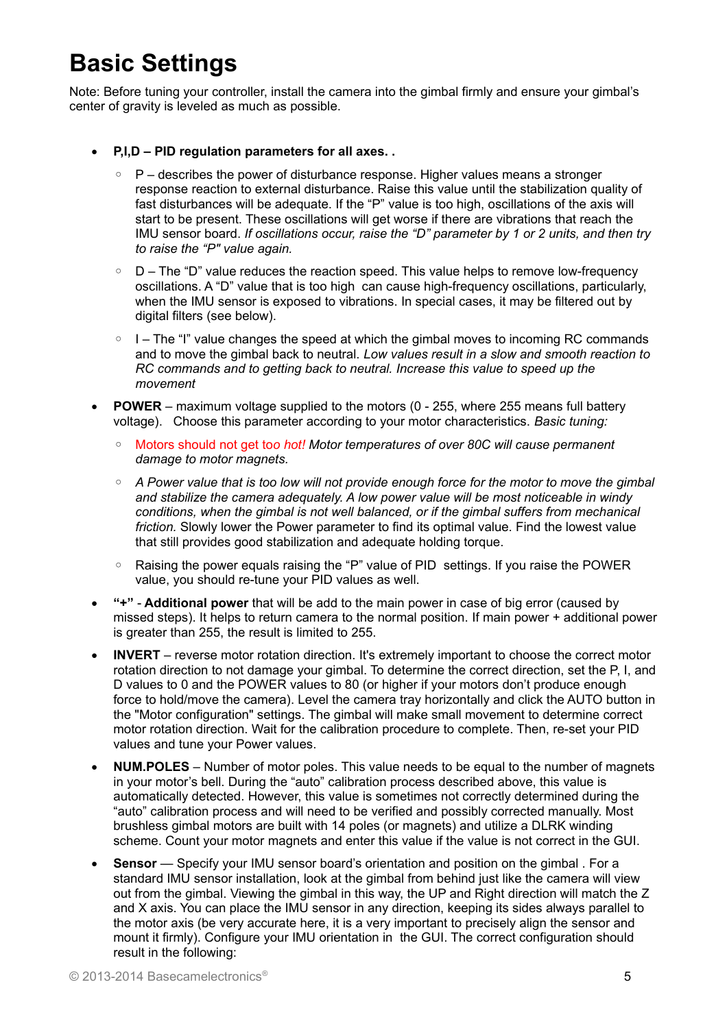# Basic Settings

Note: Before tuning your controller, install the camera into the gimbal firmly and ensure your gimbal's center of gravity is leveled as much as possible.

- **P,I,D – PID regulation parameters for all axes. .**
  - P – describes the power of disturbance response. Higher values means a stronger response reaction to external disturbance. Raise this value until the stabilization quality of fast disturbances will be adequate. If the "P" value is too high, oscillations of the axis will start to be present. These oscillations will get worse if there are vibrations that reach the IMU sensor board. *If oscillations occur, raise the "D" parameter by 1 or 2 units, and then try to raise the "P" value again.*
  - D – The "D" value reduces the reaction speed. This value helps to remove low-frequency oscillations. A "D" value that is too high can cause high-frequency oscillations, particularly, when the IMU sensor is exposed to vibrations. In special cases, it may be filtered out by digital filters (see below).
  - I – The "I" value changes the speed at which the gimbal moves to incoming RC commands and to move the gimbal back to neutral. *Low values result in a slow and smooth reaction to RC commands and to getting back to neutral. Increase this value to speed up the movement*
- **POWER** – maximum voltage supplied to the motors (0 - 255, where 255 means full battery voltage). Choose this parameter according to your motor characteristics. *Basic tuning:*
  - Motors should not get to*o hot!* *Motor temperatures of over 80C will cause permanent damage to motor magnets.*
  - *A Power value that is too low will not provide enough force for the motor to move the gimbal and stabilize the camera adequately. A low power value will be most noticeable in windy conditions, when the gimbal is not well balanced, or if the gimbal suffers from mechanical friction.* Slowly lower the Power parameter to find its optimal value. Find the lowest value that still provides good stabilization and adequate holding torque.
  - Raising the power equals raising the "P" value of PID settings. If you raise the POWER value, you should re-tune your PID values as well.
- **"+"** - **Additional power** that will be add to the main power in case of big error (caused by missed steps). It helps to return camera to the normal position. If main power + additional power is greater than 255, the result is limited to 255.
- **INVERT** – reverse motor rotation direction. It's extremely important to choose the correct motor rotation direction to not damage your gimbal. To determine the correct direction, set the P, I, and D values to 0 and the POWER values to 80 (or higher if your motors don't produce enough force to hold/move the camera). Level the camera tray horizontally and click the AUTO button in the "Motor configuration" settings. The gimbal will make small movement to determine correct motor rotation direction. Wait for the calibration procedure to complete. Then, re-set your PID values and tune your Power values.
- **NUM.POLES** – Number of motor poles. This value needs to be equal to the number of magnets in your motor's bell. During the "auto" calibration process described above, this value is automatically detected. However, this value is sometimes not correctly determined during the "auto" calibration process and will need to be verified and possibly corrected manually. Most brushless gimbal motors are built with 14 poles (or magnets) and utilize a DLRK winding scheme. Count your motor magnets and enter this value if the value is not correct in the GUI.
- **Sensor** — Specify your IMU sensor board's orientation and position on the gimbal . For a standard IMU sensor installation, look at the gimbal from behind just like the camera will view out from the gimbal. Viewing the gimbal in this way, the UP and Right direction will match the Z and X axis. You can place the IMU sensor in any direction, keeping its sides always parallel to the motor axis (be very accurate here, it is a very important to precisely align the sensor and mount it firmly). Configure your IMU orientation in the GUI. The correct configuration should result in the following: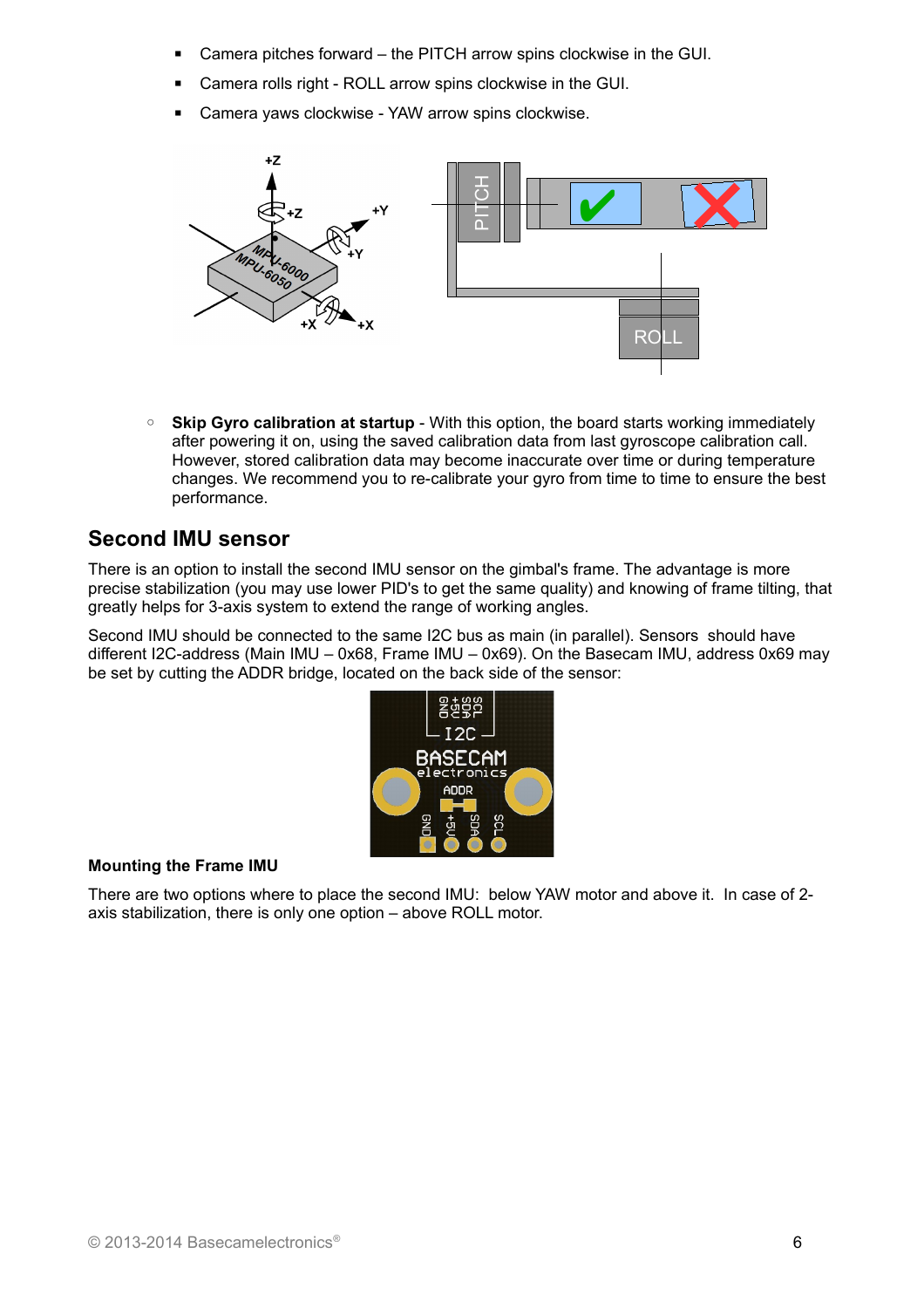- Camera pitches forward – the PITCH arrow spins clockwise in the GUI.
- Camera rolls right - ROLL arrow spins clockwise in the GUI.
- Camera yaws clockwise - YAW arrow spins clockwise.

- **Skip Gyro calibration at startup** - With this option, the board starts working immediately after powering it on, using the saved calibration data from last gyroscope calibration call. However, stored calibration data may become inaccurate over time or during temperature changes. We recommend you to re-calibrate your gyro from time to time to ensure the best performance.

## Second IMU sensor

There is an option to install the second IMU sensor on the gimbal's frame. The advantage is more precise stabilization (you may use lower PID's to get the same quality) and knowing of frame tilting, that greatly helps for 3-axis system to extend the range of working angles.

Second IMU should be connected to the same I2C bus as main (in parallel). Sensors should have different I2C-address (Main IMU – 0x68, Frame IMU – 0x69). On the Basecam IMU, address 0x69 may be set by cutting the ADDR bridge, located on the back side of the sensor:

**Mounting the Frame IMU**

There are two options where to place the second IMU: below YAW motor and above it. In case of 2-axis stabilization, there is only one option – above ROLL motor.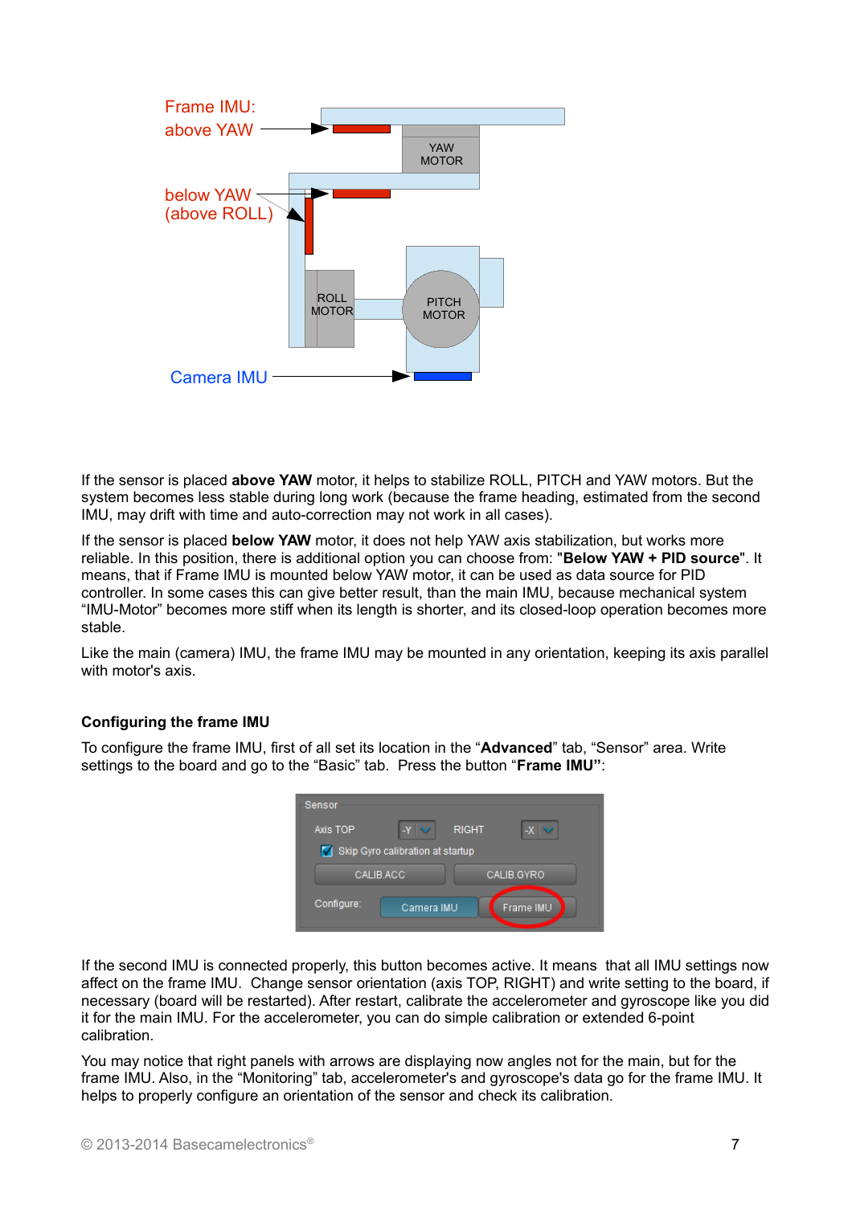If the sensor is placed **above YAW** motor, it helps to stabilize ROLL, PITCH and YAW motors. But the system becomes less stable during long work (because the frame heading, estimated from the second IMU, may drift with time and auto-correction may not work in all cases).

If the sensor is placed **below YAW** motor, it does not help YAW axis stabilization, but works more reliable. In this position, there is additional option you can choose from: "**Below YAW + PID source**". It means, that if Frame IMU is mounted below YAW motor, it can be used as data source for PID controller. In some cases this can give better result, than the main IMU, because mechanical system "IMU-Motor" becomes more stiff when its length is shorter, and its closed-loop operation becomes more stable.

Like the main (camera) IMU, the frame IMU may be mounted in any orientation, keeping its axis parallel with motor's axis.

### Configuring the frame IMU

To configure the frame IMU, first of all set its location in the "**Advanced**" tab, "Sensor" area. Write settings to the board and go to the "Basic" tab. Press the button "**Frame IMU**":

If the second IMU is connected properly, this button becomes active. It means that all IMU settings now affect on the frame IMU. Change sensor orientation (axis TOP, RIGHT) and write setting to the board, if necessary (board will be restarted). After restart, calibrate the accelerometer and gyroscope like you did it for the main IMU. For the accelerometer, you can do simple calibration or extended 6-point calibration.

You may notice that right panels with arrows are displaying now angles not for the main, but for the frame IMU. Also, in the "Monitoring" tab, accelerometer's and gyroscope's data go for the frame IMU. It helps to properly configure an orientation of the sensor and check its calibration.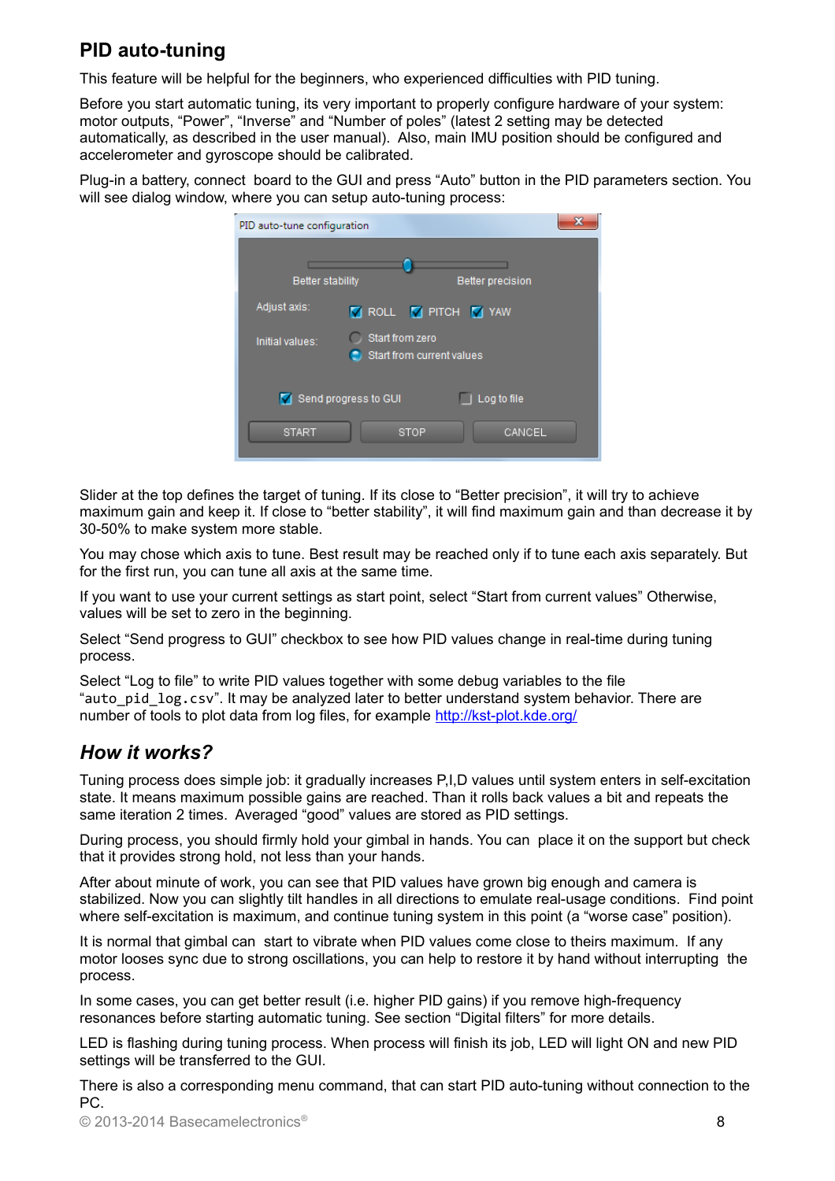## PID auto-tuning

This feature will be helpful for the beginners, who experienced difficulties with PID tuning.

Before you start automatic tuning, its very important to properly configure hardware of your system: motor outputs, “Power”, “Inverse” and “Number of poles” (latest 2 setting may be detected automatically, as described in the user manual). Also, main IMU position should be configured and accelerometer and gyroscope should be calibrated.

Plug-in a battery, connect board to the GUI and press “Auto” button in the PID parameters section. You will see dialog window, where you can setup auto-tuning process:

Slider at the top defines the target of tuning. If its close to “Better precision”, it will try to achieve maximum gain and keep it. If close to “better stability”, it will find maximum gain and than decrease it by 30-50% to make system more stable.

You may chose which axis to tune. Best result may be reached only if to tune each axis separately. But for the first run, you can tune all axis at the same time.

If you want to use your current settings as start point, select “Start from current values” Otherwise, values will be set to zero in the beginning.

Select “Send progress to GUI” checkbox to see how PID values change in real-time during tuning process.

Select “Log to file” to write PID values together with some debug variables to the file “`auto_pid_log.csv`”. It may be analyzed later to better understand system behavior. There are number of tools to plot data from log files, for example http://kst-plot.kde.org/

## *How it works?*

Tuning process does simple job: it gradually increases P,I,D values until system enters in self-excitation state. It means maximum possible gains are reached. Than it rolls back values a bit and repeats the same iteration 2 times. Averaged “good” values are stored as PID settings.

During process, you should firmly hold your gimbal in hands. You can place it on the support but check that it provides strong hold, not less than your hands.

After about minute of work, you can see that PID values have grown big enough and camera is stabilized. Now you can slightly tilt handles in all directions to emulate real-usage conditions. Find point where self-excitation is maximum, and continue tuning system in this point (a “worse case” position).

It is normal that gimbal can start to vibrate when PID values come close to theirs maximum. If any motor looses sync due to strong oscillations, you can help to restore it by hand without interrupting the process.

In some cases, you can get better result (i.e. higher PID gains) if you remove high-frequency resonances before starting automatic tuning. See section “Digital filters” for more details.

LED is flashing during tuning process. When process will finish its job, LED will light ON and new PID settings will be transferred to the GUI.

There is also a corresponding menu command, that can start PID auto-tuning without connection to the PC.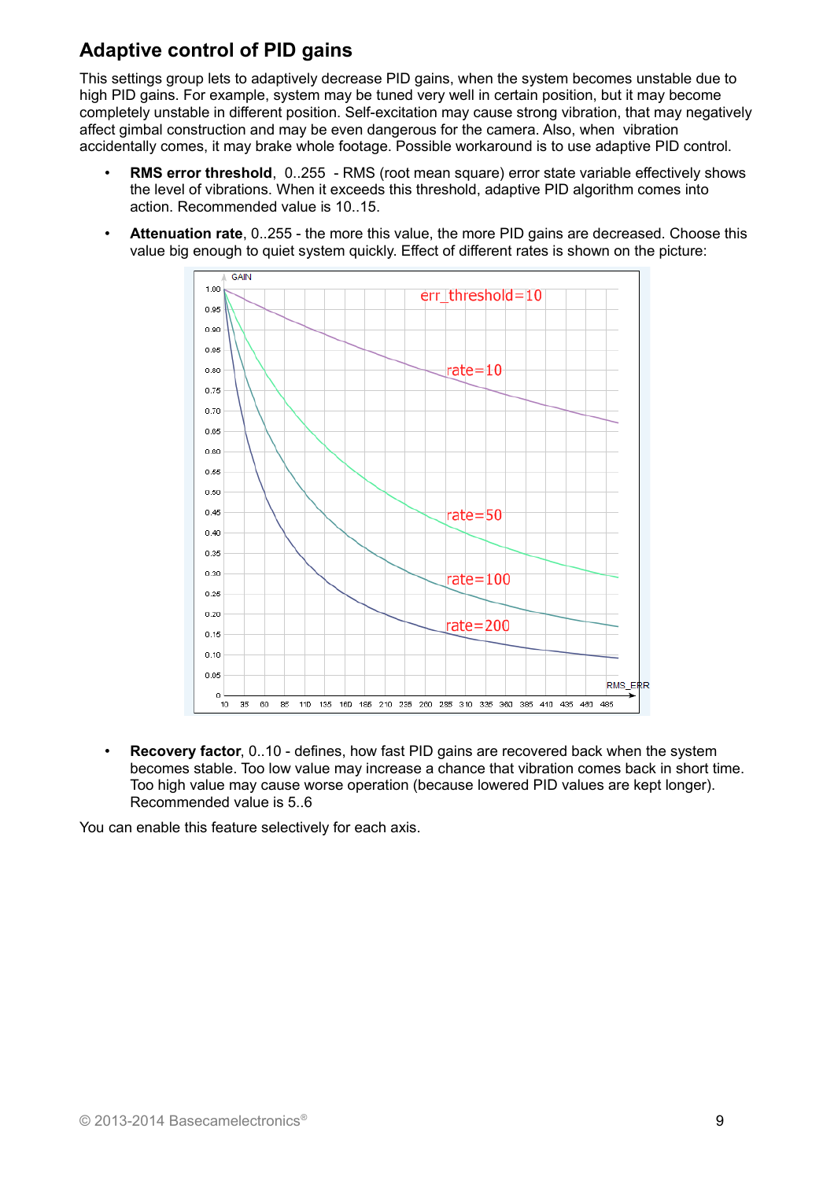## Adaptive control of PID gains

This settings group lets to adaptively decrease PID gains, when the system becomes unstable due to high PID gains. For example, system may be tuned very well in certain position, but it may become completely unstable in different position. Self-excitation may cause strong vibration, that may negatively affect gimbal construction and may be even dangerous for the camera. Also, when vibration accidentally comes, it may brake whole footage. Possible workaround is to use adaptive PID control.

- **RMS error threshold**, 0..255 - RMS (root mean square) error state variable effectively shows the level of vibrations. When it exceeds this threshold, adaptive PID algorithm comes into action. Recommended value is 10..15.
- **Attenuation rate**, 0..255 - the more this value, the more PID gains are decreased. Choose this value big enough to quiet system quickly. Effect of different rates is shown on the picture:

- **Recovery factor**, 0..10 - defines, how fast PID gains are recovered back when the system becomes stable. Too low value may increase a chance that vibration comes back in short time. Too high value may cause worse operation (because lowered PID values are kept longer). Recommended value is 5..6

You can enable this feature selectively for each axis.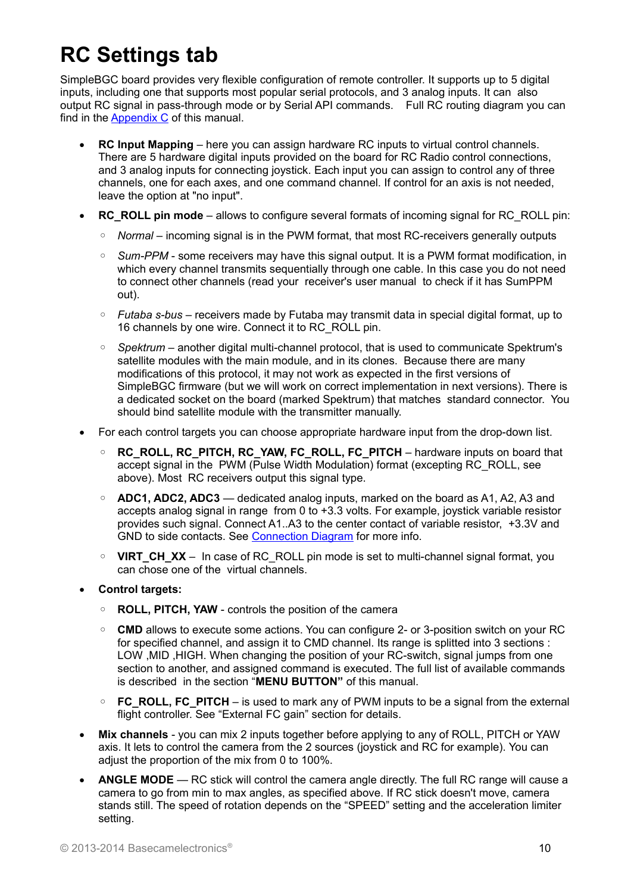# RC Settings tab

SimpleBGC board provides very flexible configuration of remote controller. It supports up to 5 digital inputs, including one that supports most popular serial protocols, and 3 analog inputs. It can also output RC signal in pass-through mode or by Serial API commands. Full RC routing diagram you can find in the [Appendix C](#) of this manual.

- **RC Input Mapping** – here you can assign hardware RC inputs to virtual control channels. There are 5 hardware digital inputs provided on the board for RC Radio control connections, and 3 analog inputs for connecting joystick. Each input you can assign to control any of three channels, one for each axes, and one command channel. If control for an axis is not needed, leave the option at "no input".
- **RC_ROLL pin mode** – allows to configure several formats of incoming signal for RC_ROLL pin:
  - *Normal* – incoming signal is in the PWM format, that most RC-receivers generally outputs
  - *Sum-PPM* - some receivers may have this signal output. It is a PWM format modification, in which every channel transmits sequentially through one cable. In this case you do not need to connect other channels (read your receiver's user manual to check if it has SumPPM out).
  - *Futaba s-bus* – receivers made by Futaba may transmit data in special digital format, up to 16 channels by one wire. Connect it to RC_ROLL pin.
  - *Spektrum* – another digital multi-channel protocol, that is used to communicate Spektrum's satellite modules with the main module, and in its clones. Because there are many modifications of this protocol, it may not work as expected in the first versions of SimpleBGC firmware (but we will work on correct implementation in next versions). There is a dedicated socket on the board (marked Spektrum) that matches standard connector. You should bind satellite module with the transmitter manually.
- For each control targets you can choose appropriate hardware input from the drop-down list.
  - **RC_ROLL, RC_PITCH, RC_YAW, FC_ROLL, FC_PITCH** – hardware inputs on board that accept signal in the PWM (Pulse Width Modulation) format (excepting RC_ROLL, see above). Most RC receivers output this signal type.
  - **ADC1, ADC2, ADC3** — dedicated analog inputs, marked on the board as A1, A2, A3 and accepts analog signal in range from 0 to +3.3 volts. For example, joystick variable resistor provides such signal. Connect A1..A3 to the center contact of variable resistor, +3.3V and GND to side contacts. See [Connection Diagram](#) for more info.
  - **VIRT_CH_XX** – In case of RC_ROLL pin mode is set to multi-channel signal format, you can chose one of the virtual channels.
- **Control targets:**
  - **ROLL, PITCH, YAW** - controls the position of the camera
  - **CMD** allows to execute some actions. You can configure 2- or 3-position switch on your RC for specified channel, and assign it to CMD channel. Its range is splitted into 3 sections : LOW ,MID ,HIGH. When changing the position of your RC-switch, signal jumps from one section to another, and assigned command is executed. The full list of available commands is described in the section "**MENU BUTTON"** of this manual.
  - **FC_ROLL, FC_PITCH** – is used to mark any of PWM inputs to be a signal from the external flight controller. See "External FC gain" section for details.
- **Mix channels** - you can mix 2 inputs together before applying to any of ROLL, PITCH or YAW axis. It lets to control the camera from the 2 sources (joystick and RC for example). You can adjust the proportion of the mix from 0 to 100%.
- **ANGLE MODE** — RC stick will control the camera angle directly. The full RC range will cause a camera to go from min to max angles, as specified above. If RC stick doesn't move, camera stands still. The speed of rotation depends on the "SPEED" setting and the acceleration limiter setting.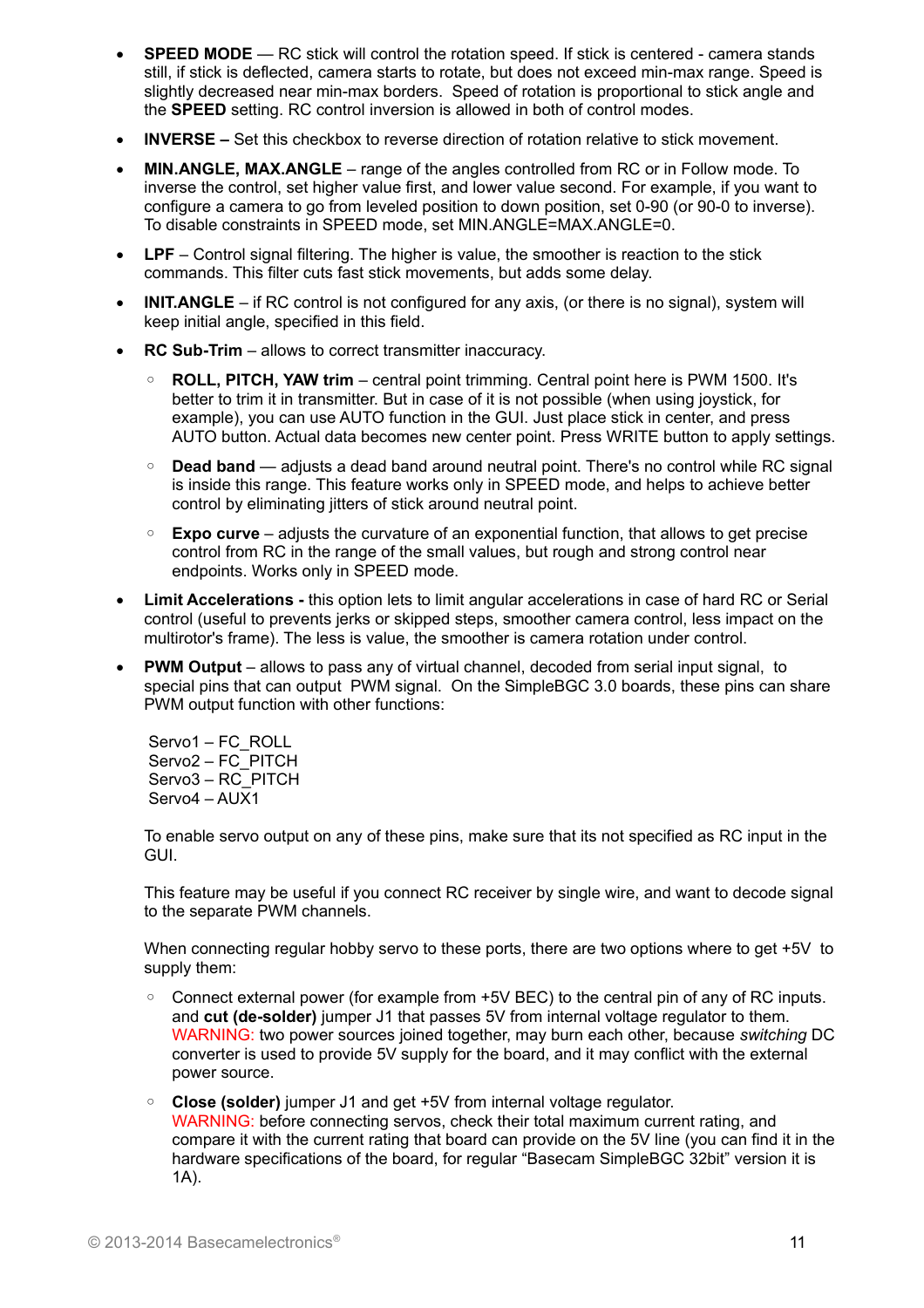- **SPEED MODE** — RC stick will control the rotation speed. If stick is centered - camera stands still, if stick is deflected, camera starts to rotate, but does not exceed min-max range. Speed is slightly decreased near min-max borders. Speed of rotation is proportional to stick angle and the **SPEED** setting. RC control inversion is allowed in both of control modes.

- **INVERSE –** Set this checkbox to reverse direction of rotation relative to stick movement.

- **MIN.ANGLE, MAX.ANGLE** – range of the angles controlled from RC or in Follow mode. To inverse the control, set higher value first, and lower value second. For example, if you want to configure a camera to go from leveled position to down position, set 0-90 (or 90-0 to inverse). To disable constraints in SPEED mode, set MIN.ANGLE=MAX.ANGLE=0.

- **LPF** – Control signal filtering. The higher is value, the smoother is reaction to the stick commands. This filter cuts fast stick movements, but adds some delay.

- **INIT.ANGLE** – if RC control is not configured for any axis, (or there is no signal), system will keep initial angle, specified in this field.

- **RC Sub-Trim** – allows to correct transmitter inaccuracy.

  - **ROLL, PITCH, YAW trim** – central point trimming. Central point here is PWM 1500. It's better to trim it in transmitter. But in case of it is not possible (when using joystick, for example), you can use AUTO function in the GUI. Just place stick in center, and press AUTO button. Actual data becomes new center point. Press WRITE button to apply settings.

  - **Dead band** — adjusts a dead band around neutral point. There's no control while RC signal is inside this range. This feature works only in SPEED mode, and helps to achieve better control by eliminating jitters of stick around neutral point.

  - **Expo curve** – adjusts the curvature of an exponential function, that allows to get precise control from RC in the range of the small values, but rough and strong control near endpoints. Works only in SPEED mode.

- **Limit Accelerations -** this option lets to limit angular accelerations in case of hard RC or Serial control (useful to prevents jerks or skipped steps, smoother camera control, less impact on the multirotor's frame). The less is value, the smoother is camera rotation under control.

- **PWM Output** – allows to pass any of virtual channel, decoded from serial input signal, to special pins that can output PWM signal. On the SimpleBGC 3.0 boards, these pins can share PWM output function with other functions:

  Servo1 – FC_ROLL
  Servo2 – FC_PITCH
  Servo3 – RC_PITCH
  Servo4 – AUX1

  To enable servo output on any of these pins, make sure that its not specified as RC input in the GUI.

  This feature may be useful if you connect RC receiver by single wire, and want to decode signal to the separate PWM channels.

  When connecting regular hobby servo to these ports, there are two options where to get +5V to supply them:

  - Connect external power (for example from +5V BEC) to the central pin of any of RC inputs. and **cut (de-solder)** jumper J1 that passes 5V from internal voltage regulator to them. WARNING: two power sources joined together, may burn each other, because *switching* DC converter is used to provide 5V supply for the board, and it may conflict with the external power source.

  - **Close (solder)** jumper J1 and get +5V from internal voltage regulator. WARNING: before connecting servos, check their total maximum current rating, and compare it with the current rating that board can provide on the 5V line (you can find it in the hardware specifications of the board, for regular “Basecam SimpleBGC 32bit” version it is 1A).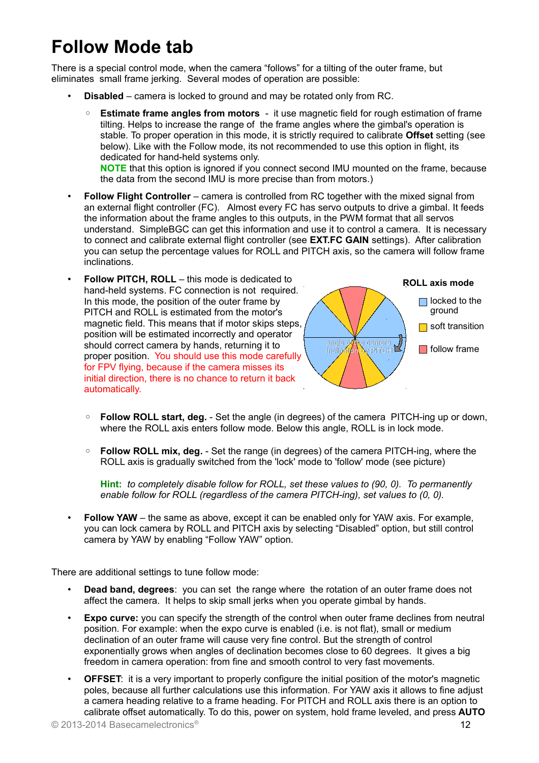# Follow Mode tab

There is a special control mode, when the camera "follows" for a tilting of the outer frame, but eliminates small frame jerking. Several modes of operation are possible:

- **Disabled** – camera is locked to ground and may be rotated only from RC.
  - **Estimate frame angles from motors** - it use magnetic field for rough estimation of frame tilting. Helps to increase the range of the frame angles where the gimbal's operation is stable. To proper operation in this mode, it is strictly required to calibrate **Offset** setting (see below). Like with the Follow mode, its not recommended to use this option in flight, its dedicated for hand-held systems only.
    **NOTE** that this option is ignored if you connect second IMU mounted on the frame, because the data from the second IMU is more precise than from motors.)
- **Follow Flight Controller** – camera is controlled from RC together with the mixed signal from an external flight controller (FC). Almost every FC has servo outputs to drive a gimbal. It feeds the information about the frame angles to this outputs, in the PWM format that all servos understand. SimpleBGC can get this information and use it to control a camera. It is necessary to connect and calibrate external flight controller (see **EXT.FC GAIN** settings). After calibration you can setup the percentage values for ROLL and PITCH axis, so the camera will follow frame inclinations.
- **Follow PITCH, ROLL** – this mode is dedicated to hand-held systems. FC connection is not required. In this mode, the position of the outer frame by PITCH and ROLL is estimated from the motor's magnetic field. This means that if motor skips steps, position will be estimated incorrectly and operator should correct camera by hands, returning it to proper position. You should use this mode carefully for FPV flying, because if the camera misses its initial direction, there is no chance to return it back automatically.

  **ROLL axis mode**

  - locked to the ground
  - soft transition
  - follow frame

  angle of the camera inclination by PITCH

  - **Follow ROLL start, deg.** - Set the angle (in degrees) of the camera PITCH-ing up or down, where the ROLL axis enters follow mode. Below this angle, ROLL is in lock mode.
  - **Follow ROLL mix, deg.** - Set the range (in degrees) of the camera PITCH-ing, where the ROLL axis is gradually switched from the 'lock' mode to 'follow' mode (see picture)

    **Hint:** *to completely disable follow for ROLL, set these values to (90, 0). To permanently enable follow for ROLL (regardless of the camera PITCH-ing), set values to (0, 0).*
- **Follow YAW** – the same as above, except it can be enabled only for YAW axis. For example, you can lock camera by ROLL and PITCH axis by selecting "Disabled" option, but still control camera by YAW by enabling "Follow YAW" option.

There are additional settings to tune follow mode:

- **Dead band, degrees**: you can set the range where the rotation of an outer frame does not affect the camera. It helps to skip small jerks when you operate gimbal by hands.
- **Expo curve:** you can specify the strength of the control when outer frame declines from neutral position. For example: when the expo curve is enabled (i.e. is not flat), small or medium declination of an outer frame will cause very fine control. But the strength of control exponentially grows when angles of declination becomes close to 60 degrees. It gives a big freedom in camera operation: from fine and smooth control to very fast movements.
- **OFFSET**: it is a very important to properly configure the initial position of the motor's magnetic poles, because all further calculations use this information. For YAW axis it allows to fine adjust a camera heading relative to a frame heading. For PITCH and ROLL axis there is an option to calibrate offset automatically. To do this, power on system, hold frame leveled, and press **AUTO**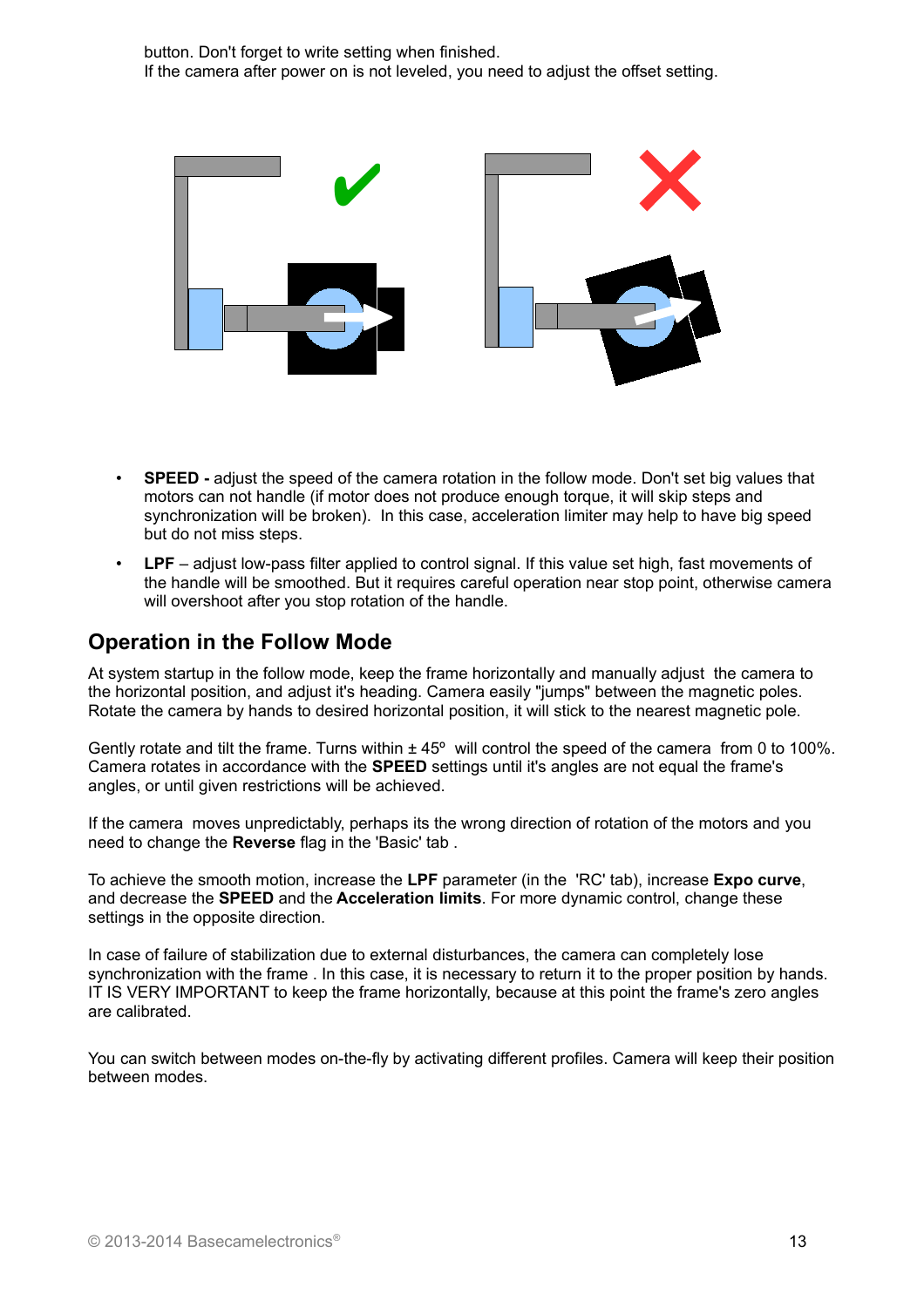button. Don't forget to write setting when finished.
If the camera after power on is not leveled, you need to adjust the offset setting.

- **SPEED -** adjust the speed of the camera rotation in the follow mode. Don't set big values that motors can not handle (if motor does not produce enough torque, it will skip steps and synchronization will be broken). In this case, acceleration limiter may help to have big speed but do not miss steps.
- **LPF** – adjust low-pass filter applied to control signal. If this value set high, fast movements of the handle will be smoothed. But it requires careful operation near stop point, otherwise camera will overshoot after you stop rotation of the handle.

## Operation in the Follow Mode

At system startup in the follow mode, keep the frame horizontally and manually adjust the camera to the horizontal position, and adjust it's heading. Camera easily "jumps" between the magnetic poles. Rotate the camera by hands to desired horizontal position, it will stick to the nearest magnetic pole.

Gently rotate and tilt the frame. Turns within ± 45º will control the speed of the camera from 0 to 100%. Camera rotates in accordance with the **SPEED** settings until it's angles are not equal the frame's angles, or until given restrictions will be achieved.

If the camera moves unpredictably, perhaps its the wrong direction of rotation of the motors and you need to change the **Reverse** flag in the 'Basic' tab .

To achieve the smooth motion, increase the **LPF** parameter (in the 'RC' tab), increase **Expo curve**, and decrease the **SPEED** and the **Acceleration limits**. For more dynamic control, change these settings in the opposite direction.

In case of failure of stabilization due to external disturbances, the camera can completely lose synchronization with the frame . In this case, it is necessary to return it to the proper position by hands. IT IS VERY IMPORTANT to keep the frame horizontally, because at this point the frame's zero angles are calibrated.

You can switch between modes on-the-fly by activating different profiles. Camera will keep their position between modes.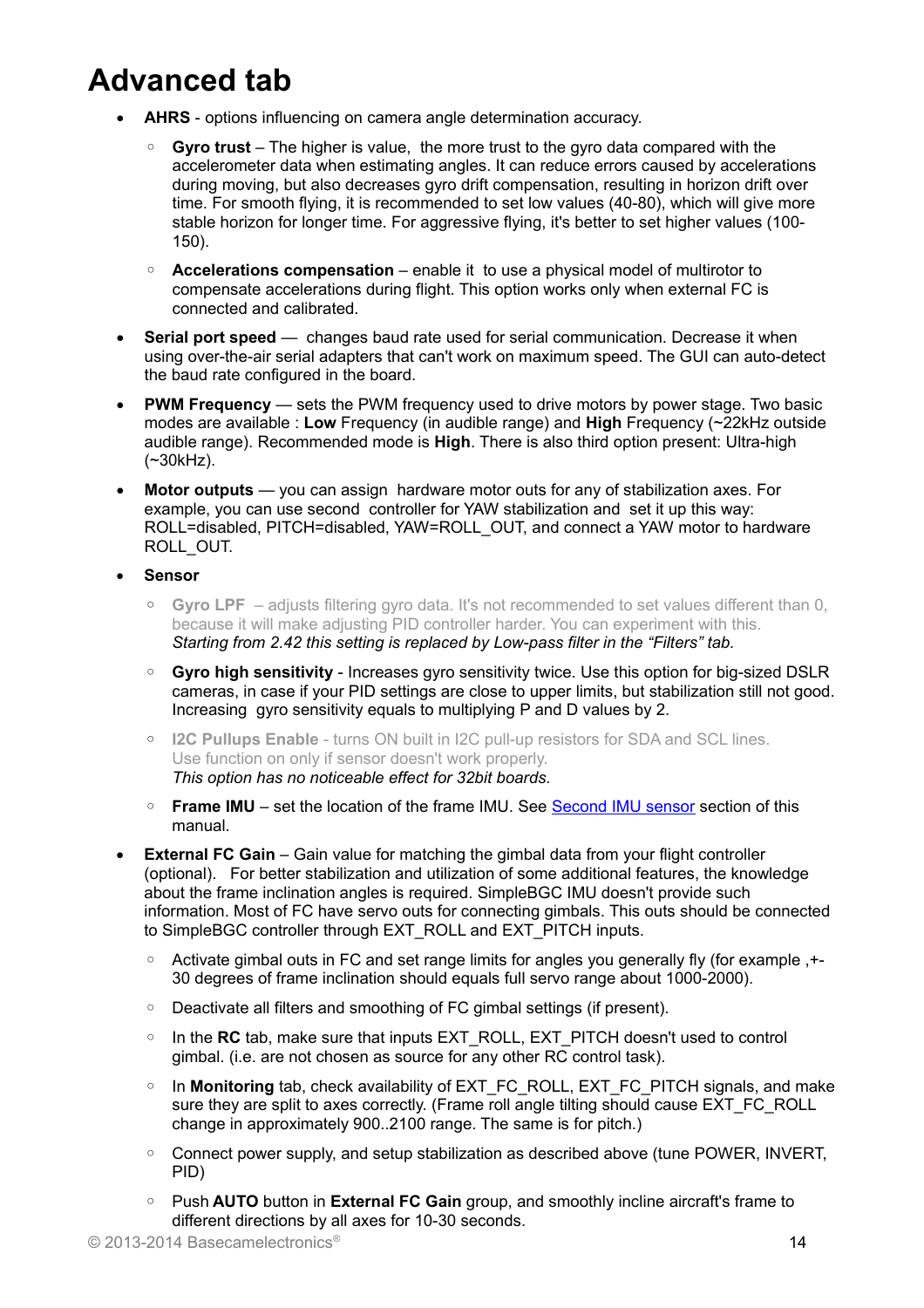# Advanced tab

- **AHRS** - options influencing on camera angle determination accuracy.
  - **Gyro trust** – The higher is value, the more trust to the gyro data compared with the accelerometer data when estimating angles. It can reduce errors caused by accelerations during moving, but also decreases gyro drift compensation, resulting in horizon drift over time. For smooth flying, it is recommended to set low values (40-80), which will give more stable horizon for longer time. For aggressive flying, it's better to set higher values (100-150).
  - **Accelerations compensation** – enable it to use a physical model of multirotor to compensate accelerations during flight. This option works only when external FC is connected and calibrated.
- **Serial port speed** — changes baud rate used for serial communication. Decrease it when using over-the-air serial adapters that can't work on maximum speed. The GUI can auto-detect the baud rate configured in the board.
- **PWM Frequency** — sets the PWM frequency used to drive motors by power stage. Two basic modes are available : **Low** Frequency (in audible range) and **High** Frequency (~22kHz outside audible range). Recommended mode is **High**. There is also third option present: Ultra-high (~30kHz).
- **Motor outputs** — you can assign hardware motor outs for any of stabilization axes. For example, you can use second controller for YAW stabilization and set it up this way: ROLL=disabled, PITCH=disabled, YAW=ROLL_OUT, and connect a YAW motor to hardware ROLL_OUT.
- **Sensor**
  - **Gyro LPF** – adjusts filtering gyro data. It's not recommended to set values different than 0, because it will make adjusting PID controller harder. You can experiment with this. *Starting from 2.42 this setting is replaced by Low-pass filter in the "Filters" tab.*
  - **Gyro high sensitivity** - Increases gyro sensitivity twice. Use this option for big-sized DSLR cameras, in case if your PID settings are close to upper limits, but stabilization still not good. Increasing gyro sensitivity equals to multiplying P and D values by 2.
  - **I2C Pullups Enable** - turns ON built in I2C pull-up resistors for SDA and SCL lines. Use function on only if sensor doesn't work properly. *This option has no noticeable effect for 32bit boards.*
  - **Frame IMU** – set the location of the frame IMU. See Second IMU sensor section of this manual.
- **External FC Gain** – Gain value for matching the gimbal data from your flight controller (optional). For better stabilization and utilization of some additional features, the knowledge about the frame inclination angles is required. SimpleBGC IMU doesn't provide such information. Most of FC have servo outs for connecting gimbals. This outs should be connected to SimpleBGC controller through EXT_ROLL and EXT_PITCH inputs.
  - Activate gimbal outs in FC and set range limits for angles you generally fly (for example ,+-30 degrees of frame inclination should equals full servo range about 1000-2000).
  - Deactivate all filters and smoothing of FC gimbal settings (if present).
  - In the **RC** tab, make sure that inputs EXT_ROLL, EXT_PITCH doesn't used to control gimbal. (i.e. are not chosen as source for any other RC control task).
  - In **Monitoring** tab, check availability of EXT_FC_ROLL, EXT_FC_PITCH signals, and make sure they are split to axes correctly. (Frame roll angle tilting should cause EXT_FC_ROLL change in approximately 900..2100 range. The same is for pitch.)
  - Connect power supply, and setup stabilization as described above (tune POWER, INVERT, PID)
  - Push **AUTO** button in **External FC Gain** group, and smoothly incline aircraft's frame to different directions by all axes for 10-30 seconds.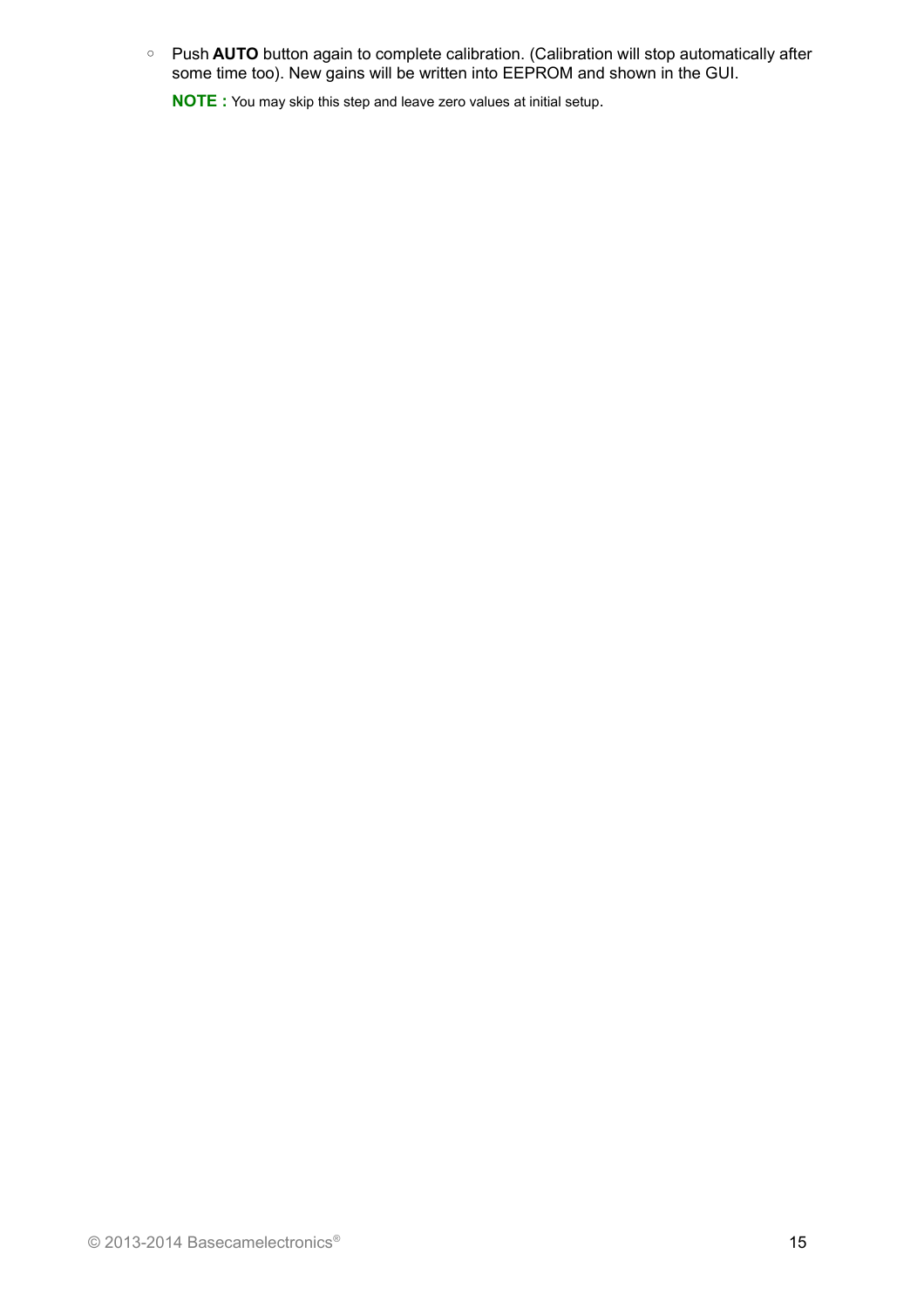- Push **AUTO** button again to complete calibration. (Calibration will stop automatically after some time too). New gains will be written into EEPROM and shown in the GUI.

  **NOTE :** You may skip this step and leave zero values at initial setup.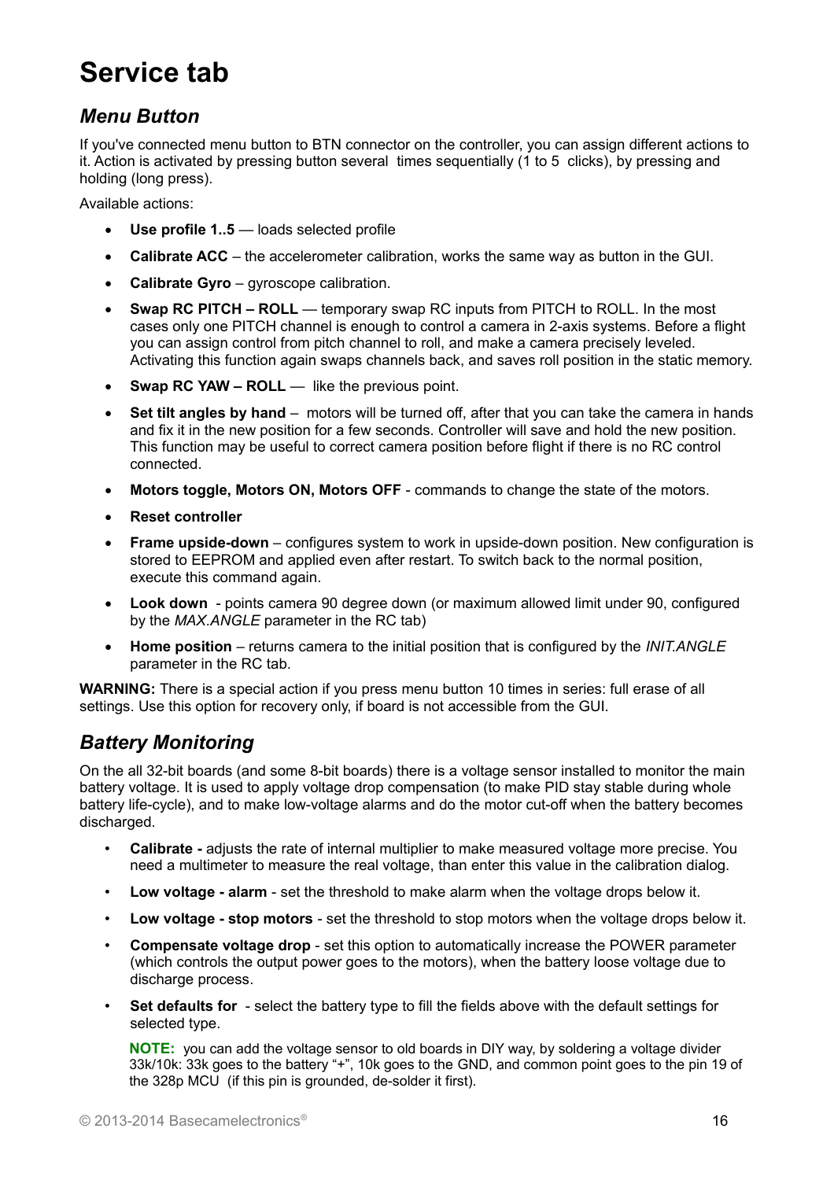# Service tab

## *Menu Button*

If you've connected menu button to BTN connector on the controller, you can assign different actions to it. Action is activated by pressing button several times sequentially (1 to 5 clicks), by pressing and holding (long press).

Available actions:

- **Use profile 1..5** — loads selected profile
- **Calibrate ACC** – the accelerometer calibration, works the same way as button in the GUI.
- **Calibrate Gyro** – gyroscope calibration.
- **Swap RC PITCH – ROLL** — temporary swap RC inputs from PITCH to ROLL. In the most cases only one PITCH channel is enough to control a camera in 2-axis systems. Before a flight you can assign control from pitch channel to roll, and make a camera precisely leveled. Activating this function again swaps channels back, and saves roll position in the static memory.
- **Swap RC YAW – ROLL** — like the previous point.
- **Set tilt angles by hand** – motors will be turned off, after that you can take the camera in hands and fix it in the new position for a few seconds. Controller will save and hold the new position. This function may be useful to correct camera position before flight if there is no RC control connected.
- **Motors toggle, Motors ON, Motors OFF** - commands to change the state of the motors.
- **Reset controller**
- **Frame upside-down** – configures system to work in upside-down position. New configuration is stored to EEPROM and applied even after restart. To switch back to the normal position, execute this command again.
- **Look down** - points camera 90 degree down (or maximum allowed limit under 90, configured by the *MAX.ANGLE* parameter in the RC tab)
- **Home position** – returns camera to the initial position that is configured by the *INIT.ANGLE* parameter in the RC tab.

**WARNING:** There is a special action if you press menu button 10 times in series: full erase of all settings. Use this option for recovery only, if board is not accessible from the GUI.

## *Battery Monitoring*

On the all 32-bit boards (and some 8-bit boards) there is a voltage sensor installed to monitor the main battery voltage. It is used to apply voltage drop compensation (to make PID stay stable during whole battery life-cycle), and to make low-voltage alarms and do the motor cut-off when the battery becomes discharged.

- **Calibrate -** adjusts the rate of internal multiplier to make measured voltage more precise. You need a multimeter to measure the real voltage, than enter this value in the calibration dialog.
- **Low voltage - alarm** - set the threshold to make alarm when the voltage drops below it.
- **Low voltage - stop motors** - set the threshold to stop motors when the voltage drops below it.
- **Compensate voltage drop** - set this option to automatically increase the POWER parameter (which controls the output power goes to the motors), when the battery loose voltage due to discharge process.
- **Set defaults for** - select the battery type to fill the fields above with the default settings for selected type.

**NOTE:** you can add the voltage sensor to old boards in DIY way, by soldering a voltage divider 33k/10k: 33k goes to the battery "+", 10k goes to the GND, and common point goes to the pin 19 of the 328p MCU (if this pin is grounded, de-solder it first).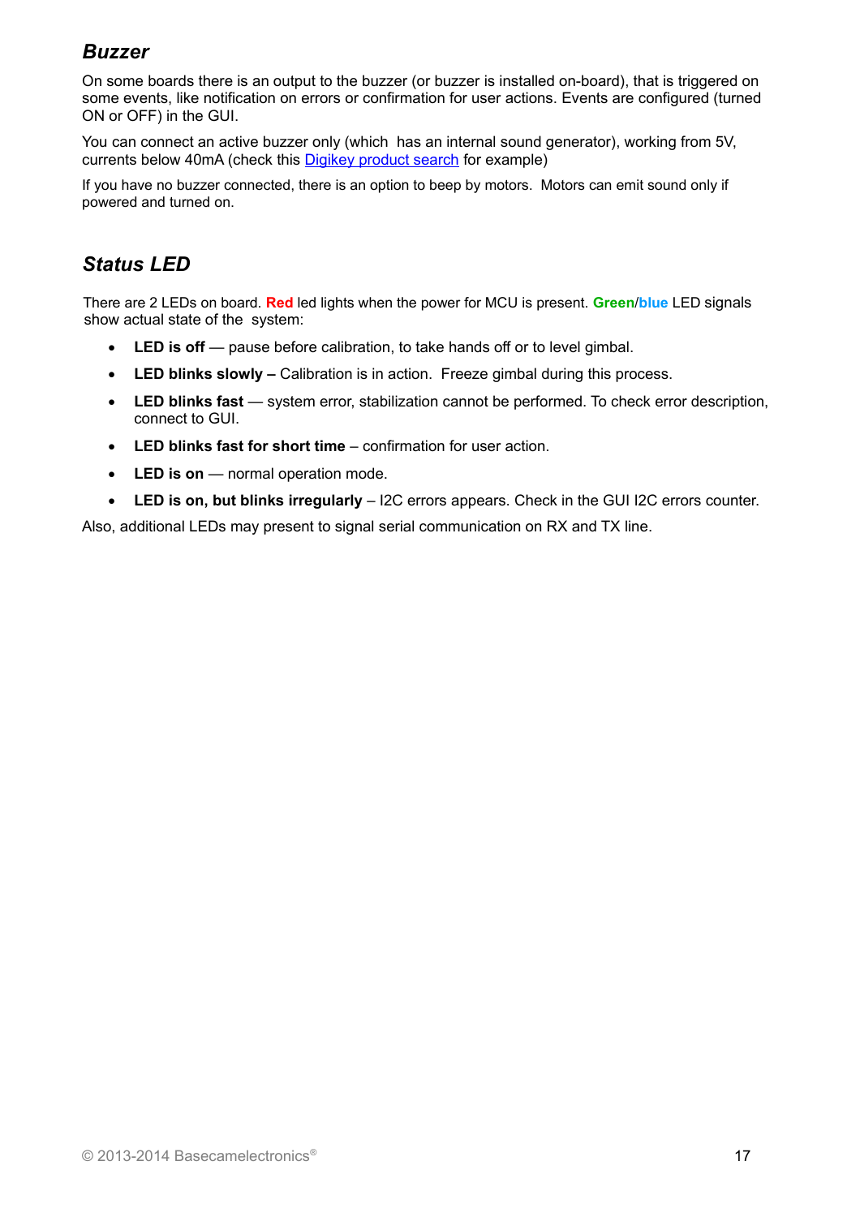## *Buzzer*

On some boards there is an output to the buzzer (or buzzer is installed on-board), that is triggered on some events, like notification on errors or confirmation for user actions. Events are configured (turned ON or OFF) in the GUI.

You can connect an active buzzer only (which  has an internal sound generator), working from 5V, currents below 40mA (check this [Digikey product search](#) for example)

If you have no buzzer connected, there is an option to beep by motors.  Motors can emit sound only if powered and turned on.

## *Status LED*

There are 2 LEDs on board. **Red** led lights when the power for MCU is present. **Green**/**blue** LED signals show actual state of the  system:

- **LED is off** — pause before calibration, to take hands off or to level gimbal.
- **LED blinks slowly –** Calibration is in action.  Freeze gimbal during this process.
- **LED blinks fast** — system error, stabilization cannot be performed. To check error description, connect to GUI.
- **LED blinks fast for short time** – confirmation for user action.
- **LED is on** — normal operation mode.
- **LED is on, but blinks irregularly** – I2C errors appears. Check in the GUI I2C errors counter.

Also, additional LEDs may present to signal serial communication on RX and TX line.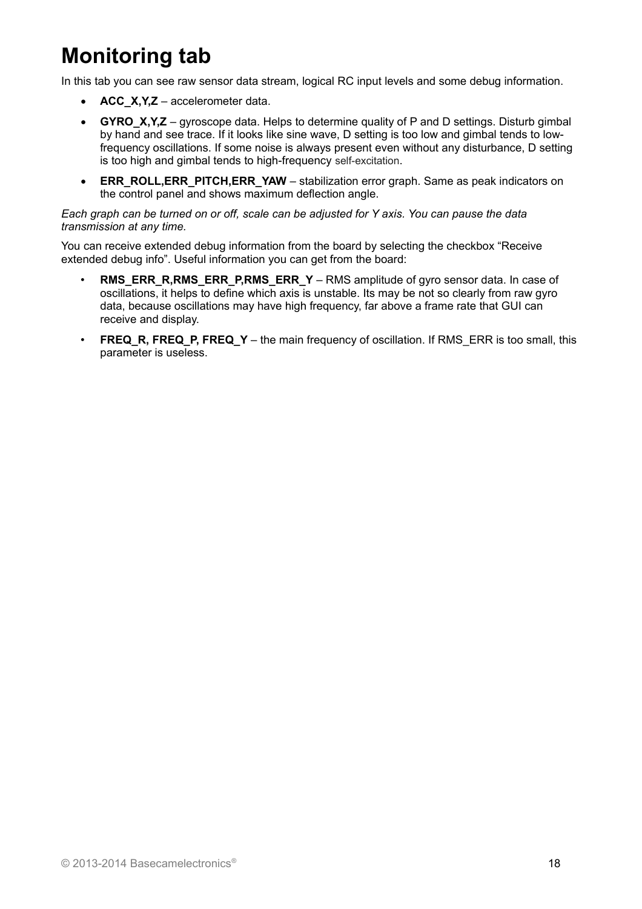# Monitoring tab

In this tab you can see raw sensor data stream, logical RC input levels and some debug information.

- **ACC_X,Y,Z** – accelerometer data.
- **GYRO_X,Y,Z** – gyroscope data. Helps to determine quality of P and D settings. Disturb gimbal by hand and see trace. If it looks like sine wave, D setting is too low and gimbal tends to low-frequency oscillations. If some noise is always present even without any disturbance, D setting is too high and gimbal tends to high-frequency self-excitation.
- **ERR_ROLL,ERR_PITCH,ERR_YAW** – stabilization error graph. Same as peak indicators on the control panel and shows maximum deflection angle.

*Each graph can be turned on or off, scale can be adjusted for Y axis. You can pause the data transmission at any time.*

You can receive extended debug information from the board by selecting the checkbox “Receive extended debug info”. Useful information you can get from the board:

- **RMS_ERR_R,RMS_ERR_P,RMS_ERR_Y** – RMS amplitude of gyro sensor data. In case of oscillations, it helps to define which axis is unstable. Its may be not so clearly from raw gyro data, because oscillations may have high frequency, far above a frame rate that GUI can receive and display.
- **FREQ_R, FREQ_P, FREQ_Y** – the main frequency of oscillation. If RMS_ERR is too small, this parameter is useless.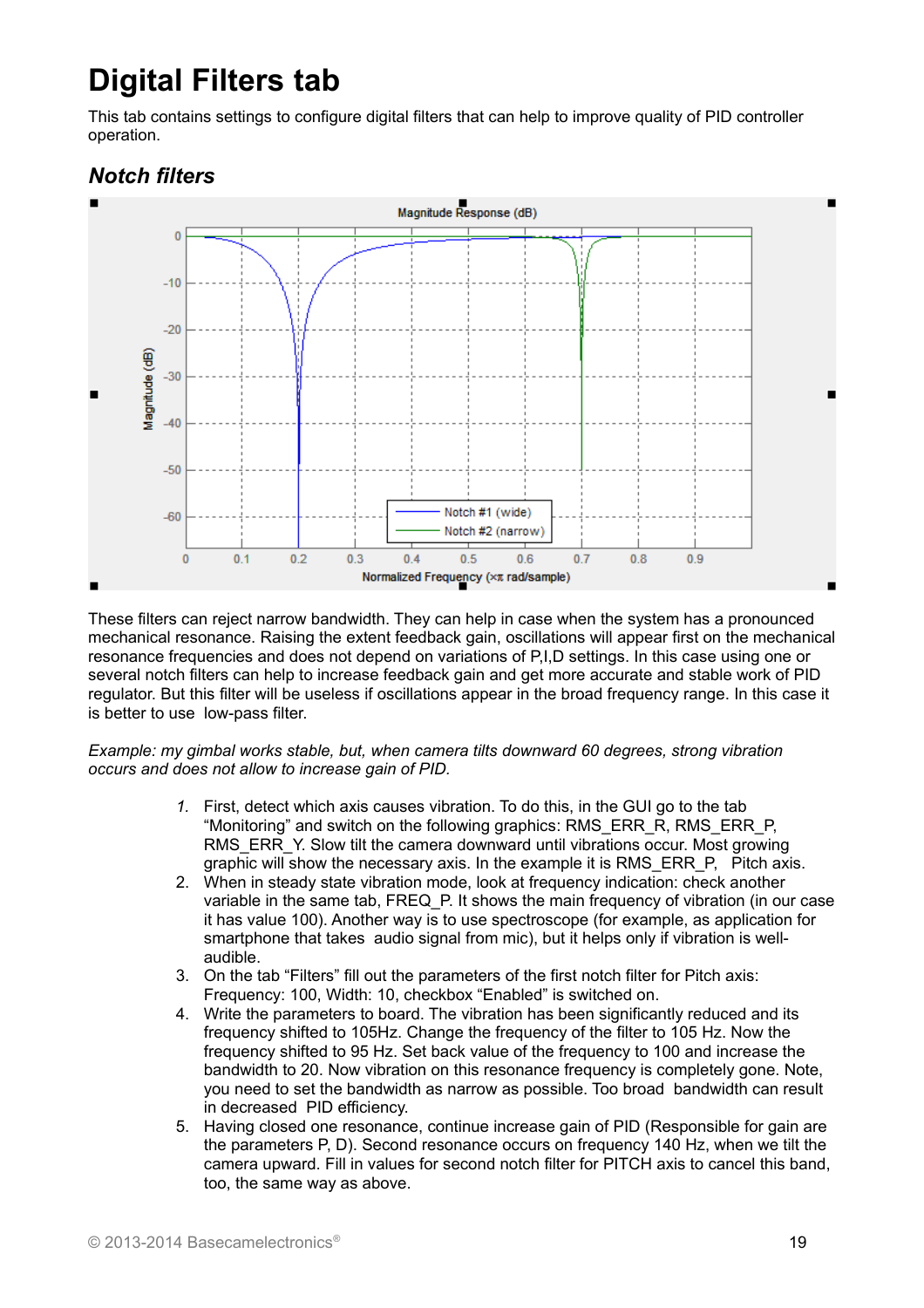# Digital Filters tab

This tab contains settings to configure digital filters that can help to improve quality of PID controller operation.

## *Notch filters*

These filters can reject narrow bandwidth. They can help in case when the system has a pronounced mechanical resonance. Raising the extent feedback gain, oscillations will appear first on the mechanical resonance frequencies and does not depend on variations of P,I,D settings. In this case using one or several notch filters can help to increase feedback gain and get more accurate and stable work of PID regulator. But this filter will be useless if oscillations appear in the broad frequency range. In this case it is better to use low-pass filter.

*Example: my gimbal works stable, but, when camera tilts downward 60 degrees, strong vibration occurs and does not allow to increase gain of PID.*

1. First, detect which axis causes vibration. To do this, in the GUI go to the tab "Monitoring" and switch on the following graphics: RMS_ERR_R, RMS_ERR_P, RMS_ERR_Y. Slow tilt the camera downward until vibrations occur. Most growing graphic will show the necessary axis. In the example it is RMS_ERR_P, Pitch axis.
2. When in steady state vibration mode, look at frequency indication: check another variable in the same tab, FREQ_P. It shows the main frequency of vibration (in our case it has value 100). Another way is to use spectroscope (for example, as application for smartphone that takes audio signal from mic), but it helps only if vibration is well-audible.
3. On the tab "Filters" fill out the parameters of the first notch filter for Pitch axis: Frequency: 100, Width: 10, checkbox "Enabled" is switched on.
4. Write the parameters to board. The vibration has been significantly reduced and its frequency shifted to 105Hz. Change the frequency of the filter to 105 Hz. Now the frequency shifted to 95 Hz. Set back value of the frequency to 100 and increase the bandwidth to 20. Now vibration on this resonance frequency is completely gone. Note, you need to set the bandwidth as narrow as possible. Too broad bandwidth can result in decreased PID efficiency.
5. Having closed one resonance, continue increase gain of PID (Responsible for gain are the parameters P, D). Second resonance occurs on frequency 140 Hz, when we tilt the camera upward. Fill in values for second notch filter for PITCH axis to cancel this band, too, the same way as above.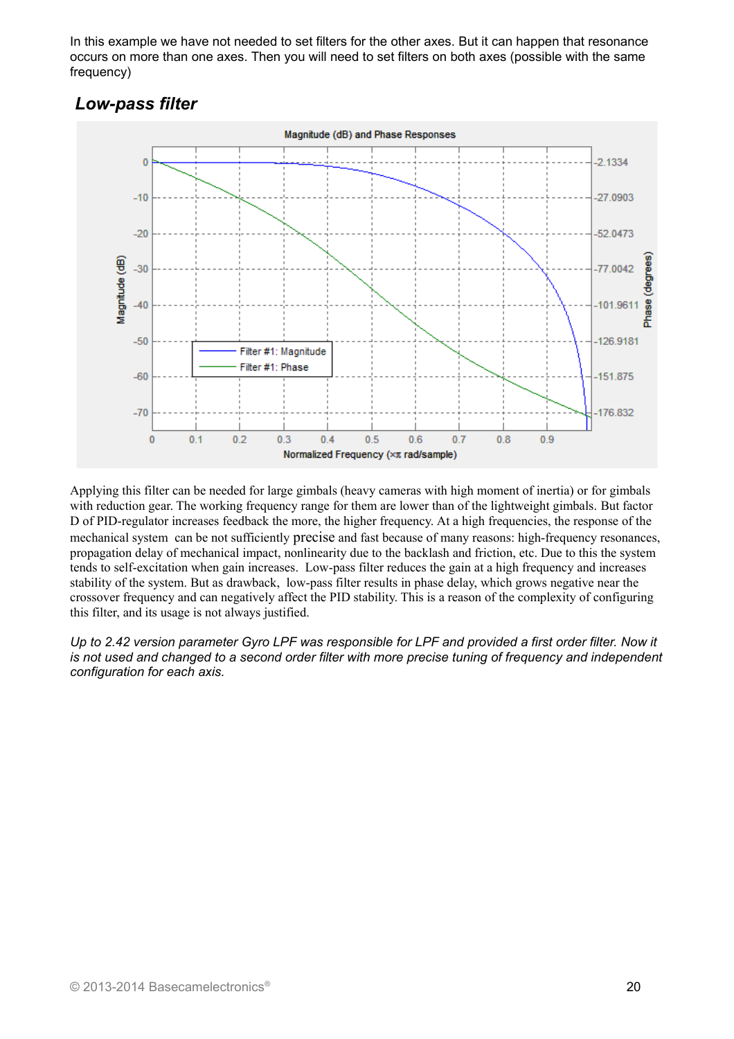In this example we have not needed to set filters for the other axes. But it can happen that resonance occurs on more than one axes. Then you will need to set filters on both axes (possible with the same frequency)

### *Low-pass filter*

Applying this filter can be needed for large gimbals (heavy cameras with high moment of inertia) or for gimbals with reduction gear. The working frequency range for them are lower than of the lightweight gimbals. But factor D of PID-regulator increases feedback the more, the higher frequency. At a high frequencies, the response of the mechanical system can be not sufficiently precise and fast because of many reasons: high-frequency resonances, propagation delay of mechanical impact, nonlinearity due to the backlash and friction, etc. Due to this the system tends to self-excitation when gain increases. Low-pass filter reduces the gain at a high frequency and increases stability of the system. But as drawback, low-pass filter results in phase delay, which grows negative near the crossover frequency and can negatively affect the PID stability. This is a reason of the complexity of configuring this filter, and its usage is not always justified.

*Up to 2.42 version parameter Gyro LPF was responsible for LPF and provided a first order filter. Now it is not used and changed to a second order filter with more precise tuning of frequency and independent configuration for each axis.*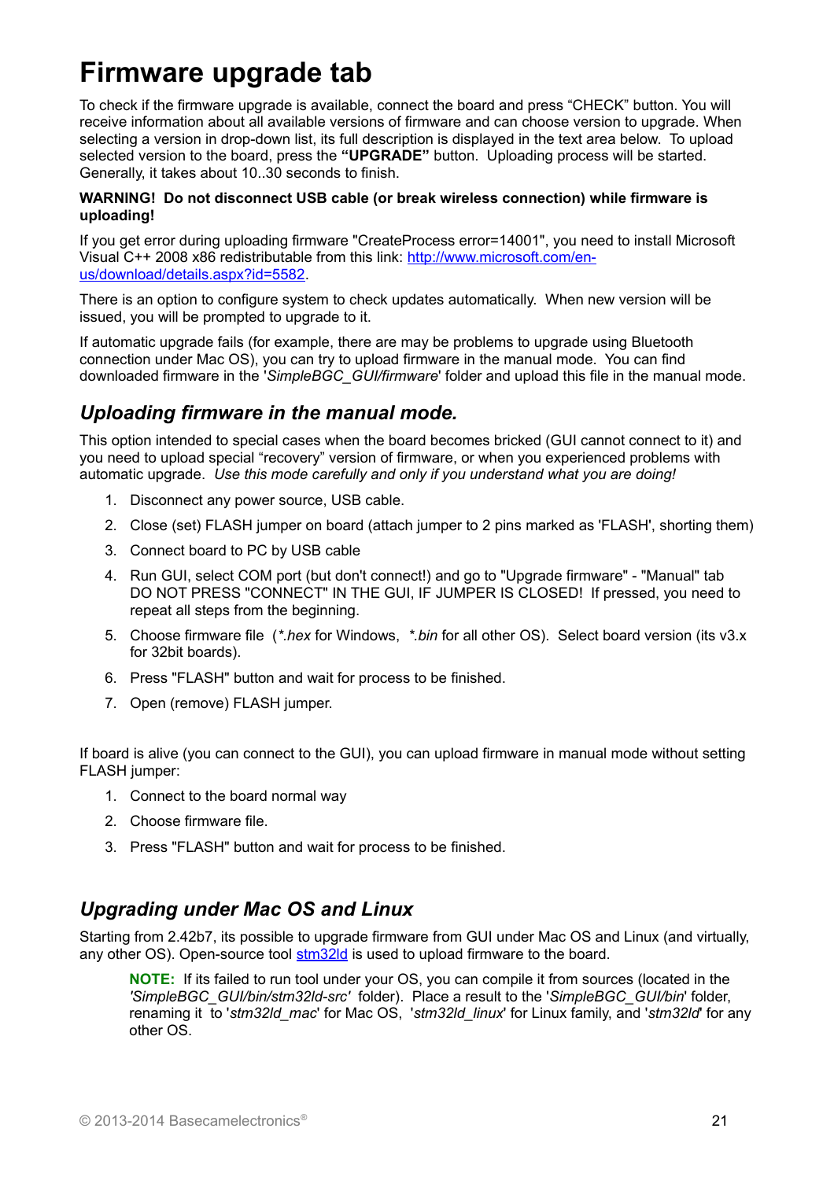# Firmware upgrade tab

To check if the firmware upgrade is available, connect the board and press “CHECK” button. You will receive information about all available versions of firmware and can choose version to upgrade. When selecting a version in drop-down list, its full description is displayed in the text area below. To upload selected version to the board, press the **“UPGRADE”** button. Uploading process will be started. Generally, it takes about 10..30 seconds to finish.

**WARNING! Do not disconnect USB cable (or break wireless connection) while firmware is uploading!**

If you get error during uploading firmware "CreateProcess error=14001", you need to install Microsoft Visual C++ 2008 x86 redistributable from this link: [http://www.microsoft.com/en-us/download/details.aspx?id=5582](http://www.microsoft.com/en-us/download/details.aspx?id=5582).

There is an option to configure system to check updates automatically. When new version will be issued, you will be prompted to upgrade to it.

If automatic upgrade fails (for example, there are may be problems to upgrade using Bluetooth connection under Mac OS), you can try to upload firmware in the manual mode. You can find downloaded firmware in the '*SimpleBGC_GUI/firmware*' folder and upload this file in the manual mode.

## *Uploading firmware in the manual mode.*

This option intended to special cases when the board becomes bricked (GUI cannot connect to it) and you need to upload special “recovery” version of firmware, or when you experienced problems with automatic upgrade. *Use this mode carefully and only if you understand what you are doing!*

1. Disconnect any power source, USB cable.
2. Close (set) FLASH jumper on board (attach jumper to 2 pins marked as 'FLASH', shorting them)
3. Connect board to PC by USB cable
4. Run GUI, select COM port (but don't connect!) and go to "Upgrade firmware" - "Manual" tab DO NOT PRESS "CONNECT" IN THE GUI, IF JUMPER IS CLOSED! If pressed, you need to repeat all steps from the beginning.
5. Choose firmware file (*\*.hex* for Windows, *\*.bin* for all other OS). Select board version (its v3.x for 32bit boards).
6. Press "FLASH" button and wait for process to be finished.
7. Open (remove) FLASH jumper.

If board is alive (you can connect to the GUI), you can upload firmware in manual mode without setting FLASH jumper:

1. Connect to the board normal way
2. Choose firmware file.
3. Press "FLASH" button and wait for process to be finished.

## *Upgrading under Mac OS and Linux*

Starting from 2.42b7, its possible to upgrade firmware from GUI under Mac OS and Linux (and virtually, any other OS). Open-source tool [stm32ld](stm32ld) is used to upload firmware to the board.

> **NOTE:** If its failed to run tool under your OS, you can compile it from sources (located in the '*SimpleBGC_GUI/bin/stm32ld-src*' folder). Place a result to the '*SimpleBGC_GUI/bin*' folder, renaming it to '*stm32ld_mac*' for Mac OS, '*stm32ld_linux*' for Linux family, and '*stm32ld*' for any other OS.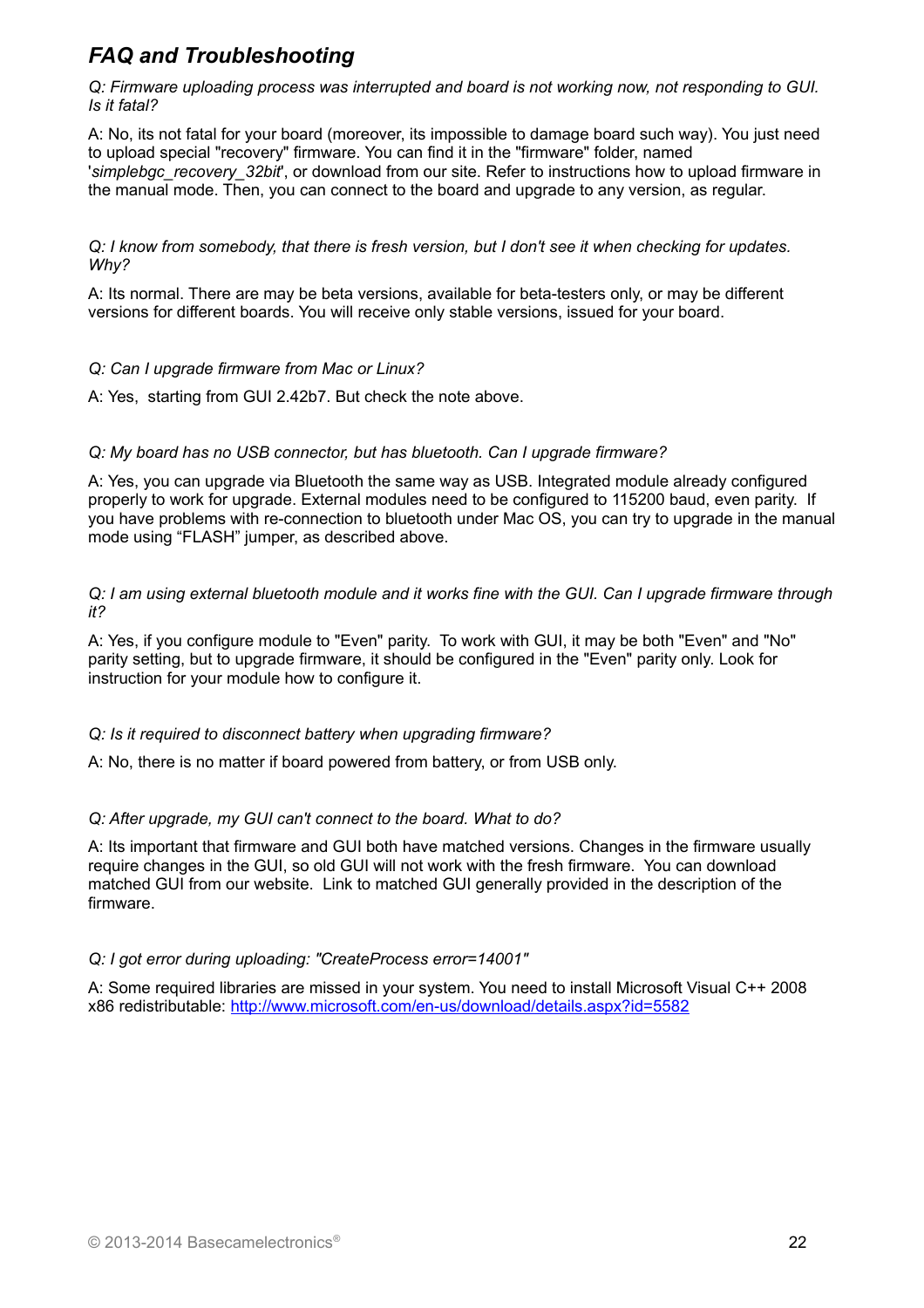## *FAQ and Troubleshooting*

*Q: Firmware uploading process was interrupted and board is not working now, not responding to GUI. Is it fatal?*

A: No, its not fatal for your board (moreover, its impossible to damage board such way). You just need to upload special "recovery" firmware. You can find it in the "firmware" folder, named '*simplebgc_recovery_32bit*', or download from our site. Refer to instructions how to upload firmware in the manual mode. Then, you can connect to the board and upgrade to any version, as regular.

*Q: I know from somebody, that there is fresh version, but I don't see it when checking for updates. Why?*

A: Its normal. There are may be beta versions, available for beta-testers only, or may be different versions for different boards. You will receive only stable versions, issued for your board.

*Q: Can I upgrade firmware from Mac or Linux?*

A: Yes, starting from GUI 2.42b7. But check the note above.

*Q: My board has no USB connector, but has bluetooth. Can I upgrade firmware?*

A: Yes, you can upgrade via Bluetooth the same way as USB. Integrated module already configured properly to work for upgrade. External modules need to be configured to 115200 baud, even parity. If you have problems with re-connection to bluetooth under Mac OS, you can try to upgrade in the manual mode using “FLASH” jumper, as described above.

*Q: I am using external bluetooth module and it works fine with the GUI. Can I upgrade firmware through it?*

A: Yes, if you configure module to "Even" parity. To work with GUI, it may be both "Even" and "No" parity setting, but to upgrade firmware, it should be configured in the "Even" parity only. Look for instruction for your module how to configure it.

*Q: Is it required to disconnect battery when upgrading firmware?*

A: No, there is no matter if board powered from battery, or from USB only.

*Q: After upgrade, my GUI can't connect to the board. What to do?*

A: Its important that firmware and GUI both have matched versions. Changes in the firmware usually require changes in the GUI, so old GUI will not work with the fresh firmware. You can download matched GUI from our website. Link to matched GUI generally provided in the description of the firmware.

*Q: I got error during uploading: "CreateProcess error=14001"*

A: Some required libraries are missed in your system. You need to install Microsoft Visual C++ 2008 x86 redistributable: [http://www.microsoft.com/en-us/download/details.aspx?id=5582](http://www.microsoft.com/en-us/download/details.aspx?id=5582)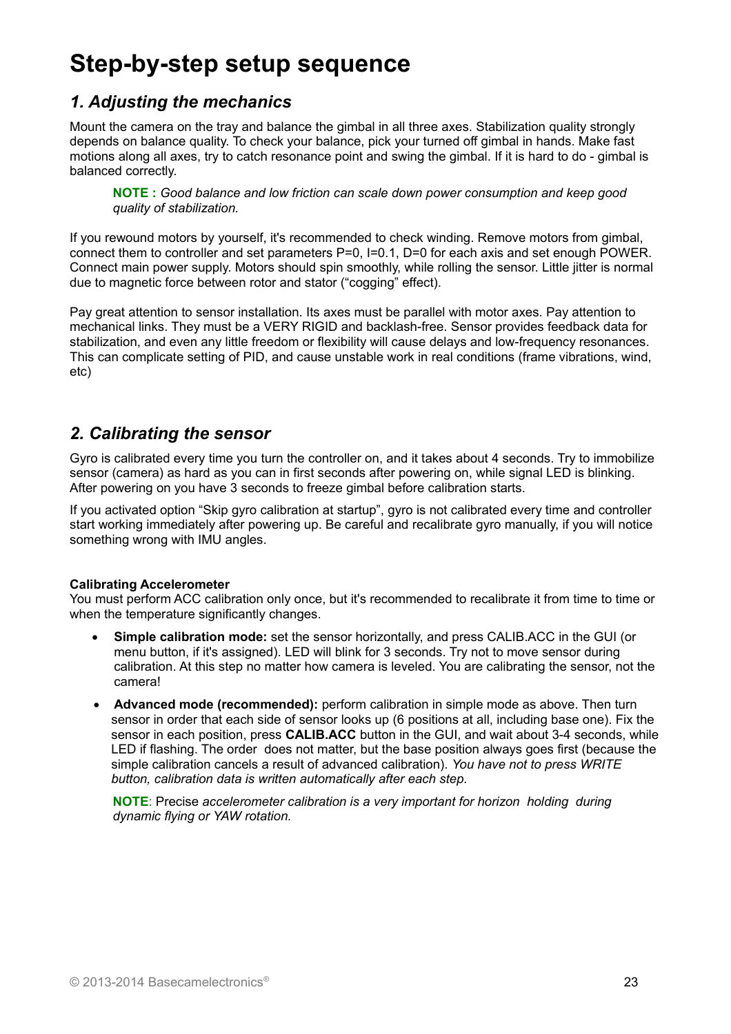# Step-by-step setup sequence

## *1. Adjusting the mechanics*

Mount the camera on the tray and balance the gimbal in all three axes. Stabilization quality strongly depends on balance quality. To check your balance, pick your turned off gimbal in hands. Make fast motions along all axes, try to catch resonance point and swing the gimbal. If it is hard to do - gimbal is balanced correctly.

> **NOTE :** *Good balance and low friction can scale down power consumption and keep good quality of stabilization.*

If you rewound motors by yourself, it's recommended to check winding. Remove motors from gimbal, connect them to controller and set parameters P=0, I=0.1, D=0 for each axis and set enough POWER. Connect main power supply. Motors should spin smoothly, while rolling the sensor. Little jitter is normal due to magnetic force between rotor and stator ("cogging" effect).

Pay great attention to sensor installation. Its axes must be parallel with motor axes. Pay attention to mechanical links. They must be a VERY RIGID and backlash-free. Sensor provides feedback data for stabilization, and even any little freedom or flexibility will cause delays and low-frequency resonances. This can complicate setting of PID, and cause unstable work in real conditions (frame vibrations, wind, etc)

## *2. Calibrating the sensor*

Gyro is calibrated every time you turn the controller on, and it takes about 4 seconds. Try to immobilize sensor (camera) as hard as you can in first seconds after powering on, while signal LED is blinking. After powering on you have 3 seconds to freeze gimbal before calibration starts.

If you activated option "Skip gyro calibration at startup", gyro is not calibrated every time and controller start working immediately after powering up. Be careful and recalibrate gyro manually, if you will notice something wrong with IMU angles.

**Calibrating Accelerometer**
You must perform ACC calibration only once, but it's recommended to recalibrate it from time to time or when the temperature significantly changes.

- **Simple calibration mode:** set the sensor horizontally, and press CALIB.ACC in the GUI (or menu button, if it's assigned). LED will blink for 3 seconds. Try not to move sensor during calibration. At this step no matter how camera is leveled. You are calibrating the sensor, not the camera!
- **Advanced mode (recommended):** perform calibration in simple mode as above. Then turn sensor in order that each side of sensor looks up (6 positions at all, including base one). Fix the sensor in each position, press **CALIB.ACC** button in the GUI, and wait about 3-4 seconds, while LED if flashing. The order does not matter, but the base position always goes first (because the simple calibration cancels a result of advanced calibration). *You have not to press WRITE button, calibration data is written automatically after each step.*

> **NOTE**: Precise *accelerometer calibration is a very important for horizon holding during dynamic flying or YAW rotation.*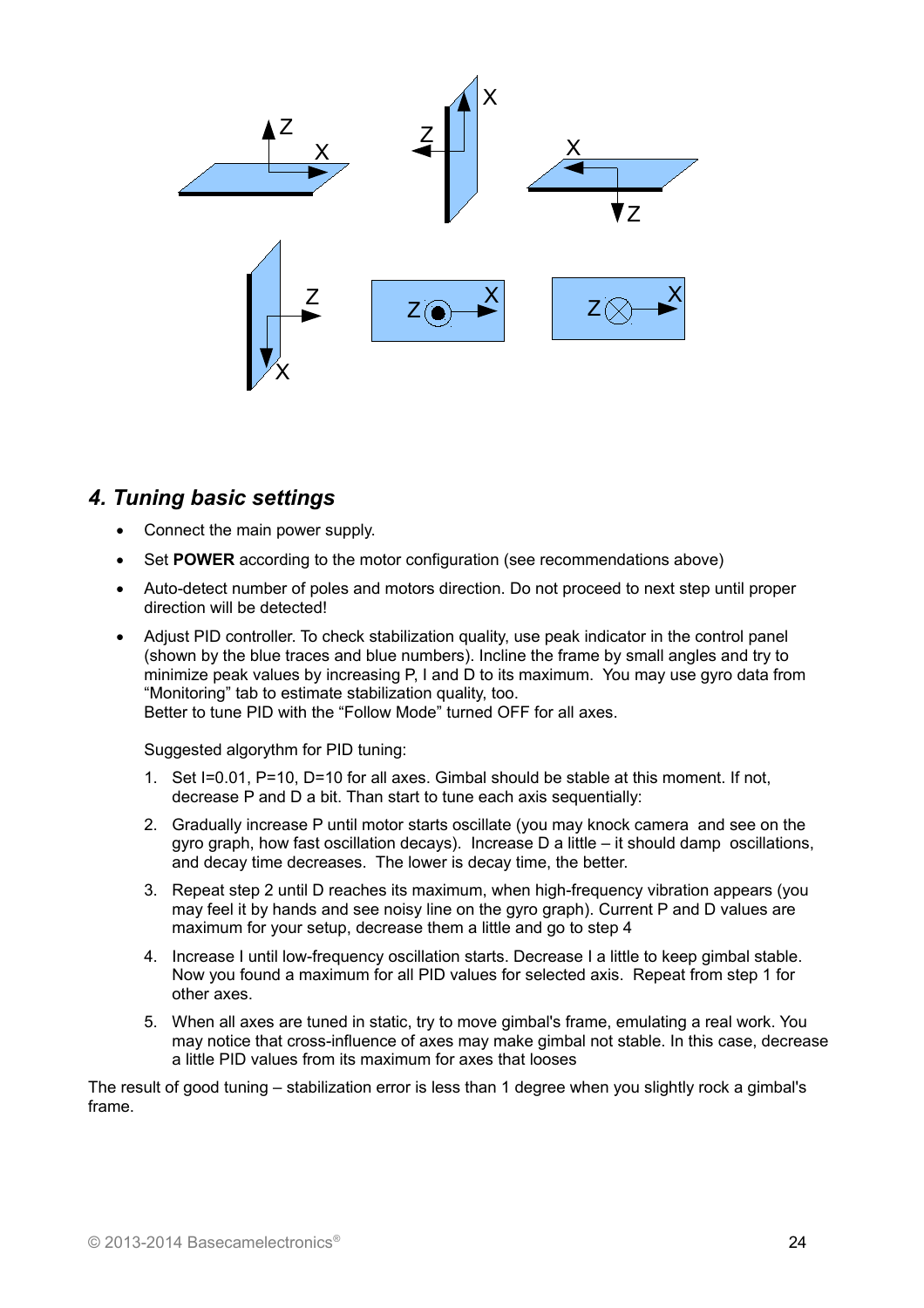## 4. Tuning basic settings

- Connect the main power supply.
- Set **POWER** according to the motor configuration (see recommendations above)
- Auto-detect number of poles and motors direction. Do not proceed to next step until proper direction will be detected!
- Adjust PID controller. To check stabilization quality, use peak indicator in the control panel (shown by the blue traces and blue numbers). Incline the frame by small angles and try to minimize peak values by increasing P, I and D to its maximum. You may use gyro data from "Monitoring" tab to estimate stabilization quality, too.
  Better to tune PID with the "Follow Mode" turned OFF for all axes.

  Suggested algorythm for PID tuning:

  1. Set I=0.01, P=10, D=10 for all axes. Gimbal should be stable at this moment. If not, decrease P and D a bit. Than start to tune each axis sequentially:
  2. Gradually increase P until motor starts oscillate (you may knock camera and see on the gyro graph, how fast oscillation decays). Increase D a little – it should damp oscillations, and decay time decreases. The lower is decay time, the better.
  3. Repeat step 2 until D reaches its maximum, when high-frequency vibration appears (you may feel it by hands and see noisy line on the gyro graph). Current P and D values are maximum for your setup, decrease them a little and go to step 4
  4. Increase I until low-frequency oscillation starts. Decrease I a little to keep gimbal stable. Now you found a maximum for all PID values for selected axis. Repeat from step 1 for other axes.
  5. When all axes are tuned in static, try to move gimbal's frame, emulating a real work. You may notice that cross-influence of axes may make gimbal not stable. In this case, decrease a little PID values from its maximum for axes that looses

The result of good tuning – stabilization error is less than 1 degree when you slightly rock a gimbal's frame.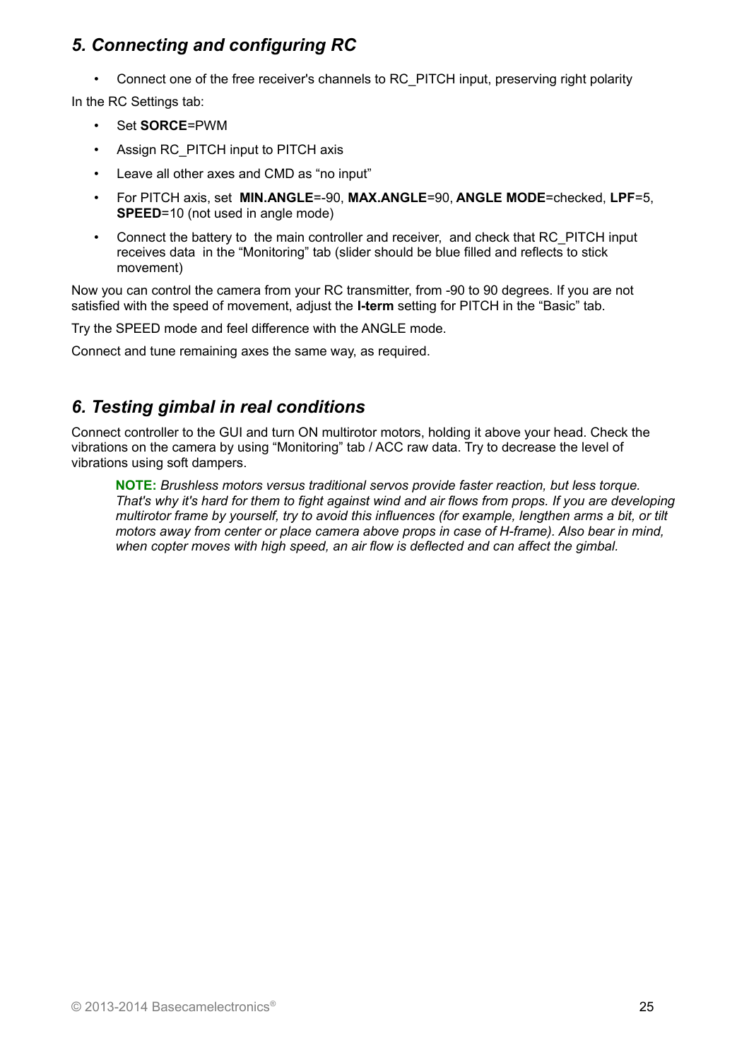## *5. Connecting and configuring RC*

- Connect one of the free receiver's channels to RC_PITCH input, preserving right polarity

In the RC Settings tab:

- Set **SORCE**=PWM
- Assign RC_PITCH input to PITCH axis
- Leave all other axes and CMD as “no input”
- For PITCH axis, set **MIN.ANGLE**=-90, **MAX.ANGLE**=90, **ANGLE MODE**=checked, **LPF**=5, **SPEED**=10 (not used in angle mode)
- Connect the battery to the main controller and receiver, and check that RC_PITCH input receives data in the “Monitoring” tab (slider should be blue filled and reflects to stick movement)

Now you can control the camera from your RC transmitter, from -90 to 90 degrees. If you are not satisfied with the speed of movement, adjust the **I-term** setting for PITCH in the “Basic” tab.

Try the SPEED mode and feel difference with the ANGLE mode.

Connect and tune remaining axes the same way, as required.

## *6. Testing gimbal in real conditions*

Connect controller to the GUI and turn ON multirotor motors, holding it above your head. Check the vibrations on the camera by using “Monitoring” tab / ACC raw data. Try to decrease the level of vibrations using soft dampers.

> **NOTE:** *Brushless motors versus traditional servos provide faster reaction, but less torque. That's why it's hard for them to fight against wind and air flows from props. If you are developing multirotor frame by yourself, try to avoid this influences (for example, lengthen arms a bit, or tilt motors away from center or place camera above props in case of H-frame). Also bear in mind, when copter moves with high speed, an air flow is deflected and can affect the gimbal.*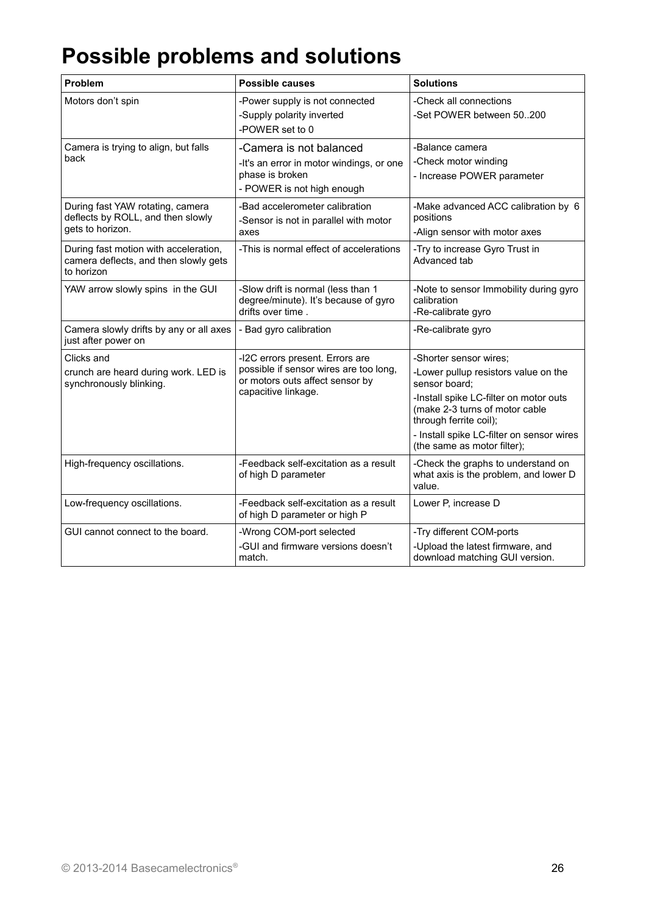# Possible problems and solutions

| Problem | Possible causes | Solutions |
|---|---|---|
| Motors don't spin | -Power supply is not connected<br>-Supply polarity inverted<br>-POWER set to 0 | -Check all connections<br>-Set POWER between 50..200 |
| Camera is trying to align, but falls back | -Camera is not balanced<br>-It's an error in motor windings, or one phase is broken<br>- POWER is not high enough | -Balance camera<br>-Check motor winding<br>- Increase POWER parameter |
| During fast YAW rotating, camera deflects by ROLL, and then slowly gets to horizon. | -Bad accelerometer calibration<br>-Sensor is not in parallel with motor axes | -Make advanced ACC calibration by 6 positions<br>-Align sensor with motor axes |
| During fast motion with acceleration, camera deflects, and then slowly gets to horizon | -This is normal effect of accelerations | -Try to increase Gyro Trust in Advanced tab |
| YAW arrow slowly spins in the GUI | -Slow drift is normal (less than 1 degree/minute). It's because of gyro drifts over time . | -Note to sensor Immobility during gyro calibration<br>-Re-calibrate gyro |
| Camera slowly drifts by any or all axes just after power on | - Bad gyro calibration | -Re-calibrate gyro |
| Clicks and<br>crunch are heard during work. LED is synchronously blinking. | -I2C errors present. Errors are possible if sensor wires are too long, or motors outs affect sensor by capacitive linkage. | -Shorter sensor wires;<br>-Lower pullup resistors value on the sensor board;<br>-Install spike LC-filter on motor outs (make 2-3 turns of motor cable through ferrite coil);<br>- Install spike LC-filter on sensor wires (the same as motor filter); |
| High-frequency oscillations. | -Feedback self-excitation as a result of high D parameter | -Check the graphs to understand on what axis is the problem, and lower D value. |
| Low-frequency oscillations. | -Feedback self-excitation as a result of high D parameter or high P | Lower P, increase D |
| GUI cannot connect to the board. | -Wrong COM-port selected<br>-GUI and firmware versions doesn't match. | -Try different COM-ports<br>-Upload the latest firmware, and download matching GUI version. |

© 2013-2014 Basecamelectronics®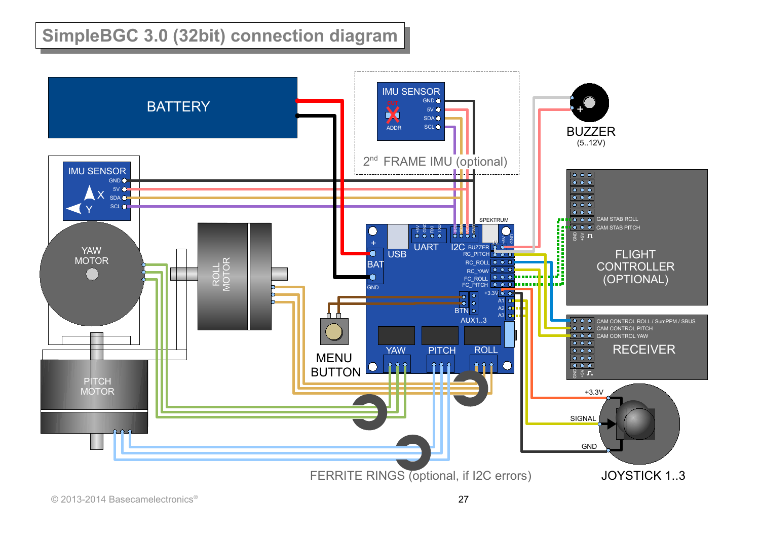# SimpleBGC 3.0 (32bit) connection diagram

BATTERY

IMU SENSOR
GND
5V
SDA
SCL
X
Y

IMU SENSOR
GND
5V
SDA
SCL
OUT
ADDR

2nd FRAME IMU (optional)

BUZZER
(5..12V)

YAW MOTOR

ROLL MOTOR

PITCH MOTOR

MENU BUTTON

USB
BAT
UART
I2C
SPEKTRUM
BUZZER
RC_PITCH
RC_ROLL
RC_YAW
FC_ROLL
FC_PITCH
+3.3V
A1
A2
A3
BTN
AUX1..3
YAW
PITCH
ROLL

CAM STAB ROLL
CAM STAB PITCH
FLIGHT CONTROLLER (OPTIONAL)

CAM CONTROL ROLL / SumPPM / SBUS
CAM CONTROL PITCH
CAM CONTROL YAW
RECEIVER

+3.3V
SIGNAL
GND
JOYSTICK 1..3

FERRITE RINGS (optional, if I2C errors)

© 2013-2014 Basecamelectronics®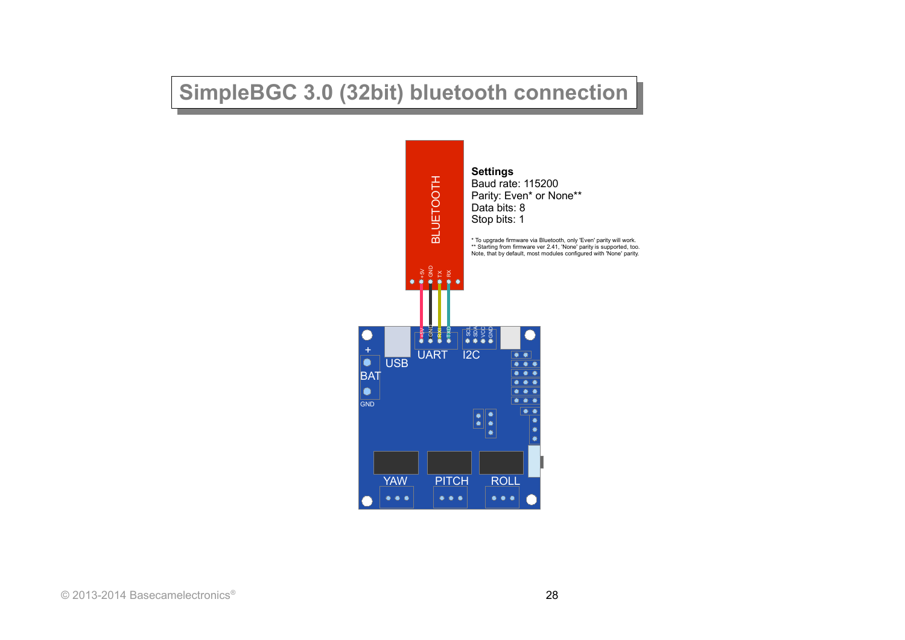# SimpleBGC 3.0 (32bit) bluetooth connection

**Settings**

Baud rate: 115200

Parity: Even* or None**

Data bits: 8

Stop bits: 1

\* To upgrade firmware via Bluetooth, only 'Even' parity will work.

** Starting from firmware ver 2.41, 'None' parity is supported, too. Note, that by default, most modules configured with 'None' parity.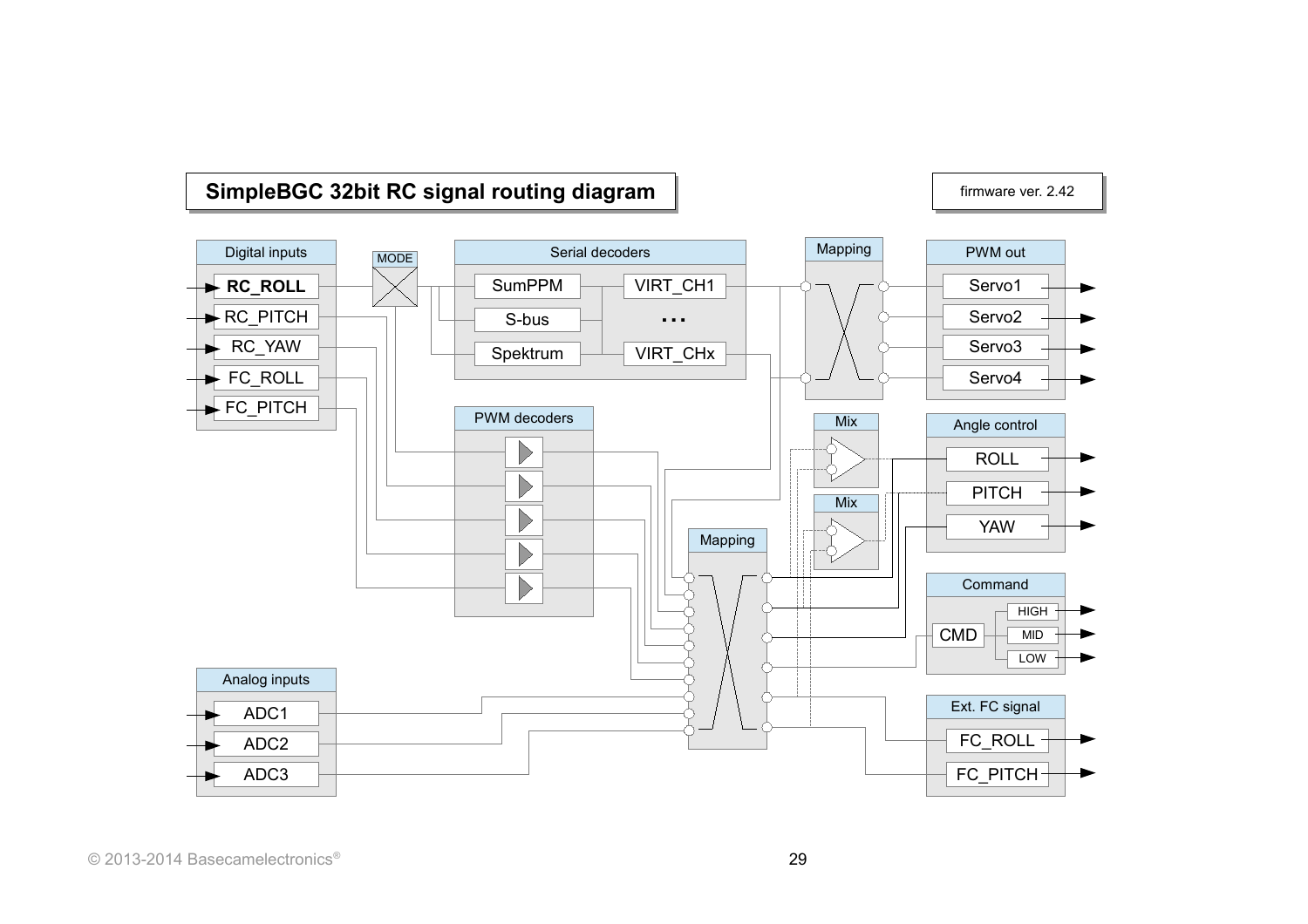# SimpleBGC 32bit RC signal routing diagram

firmware ver. 2.42

Digital inputs
RC_ROLL
RC_PITCH
RC_YAW
FC_ROLL
FC_PITCH

MODE

Serial decoders
SumPPM
S-bus
Spektrum
VIRT_CH1
...
VIRT_CHx

Mapping

PWM out
Servo1
Servo2
Servo3
Servo4

PWM decoders

Mix

Mix

Angle control
ROLL
PITCH
YAW

Mapping

Command
CMD
HIGH
MID
LOW

Analog inputs
ADC1
ADC2
ADC3

Ext. FC signal
FC_ROLL
FC_PITCH

© 2013-2014 Basecamelectronics®